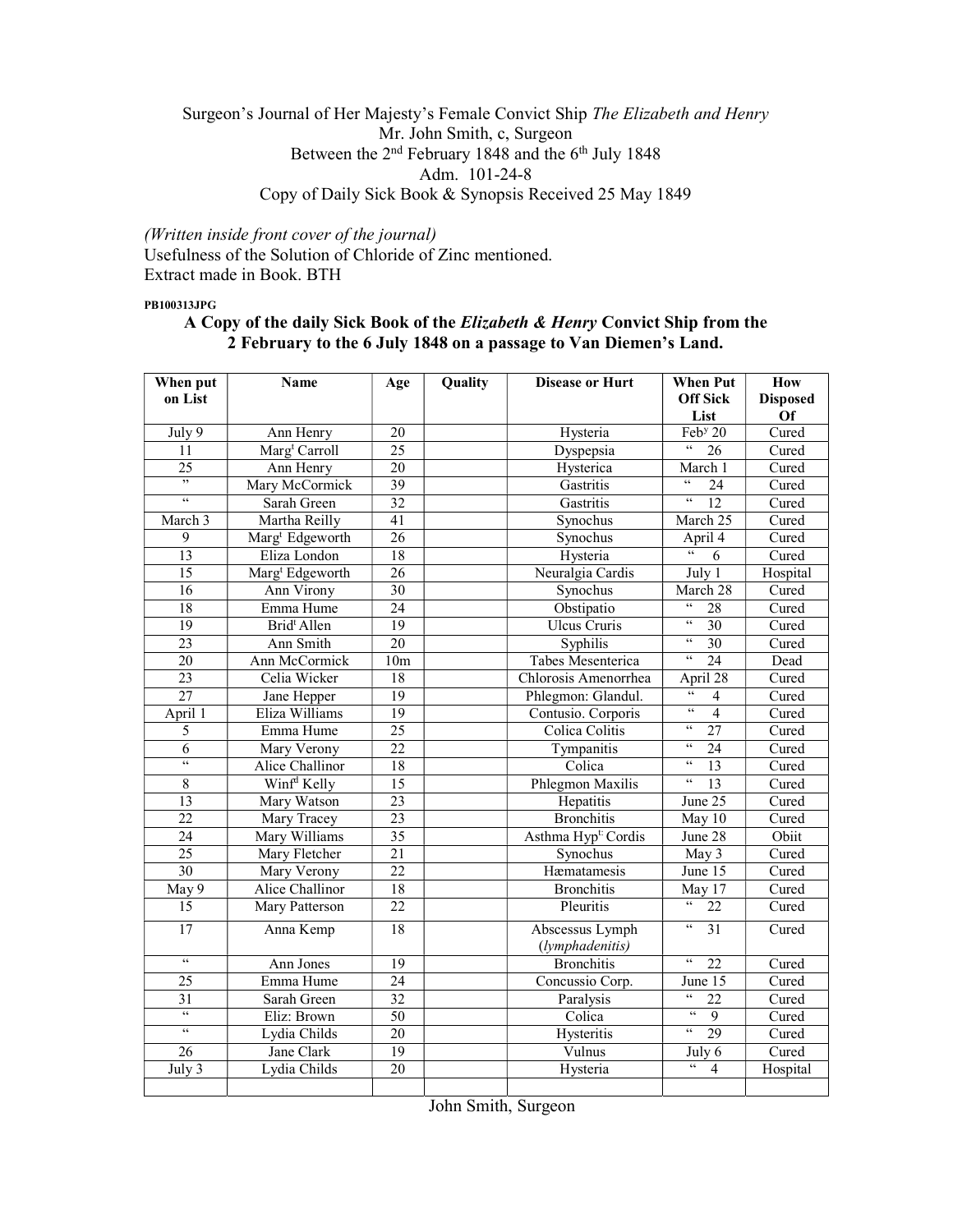Surgeon's Journal of Her Majesty's Female Convict Ship *The Elizabeth and Henry*
Mr. John Smith, c, Surgeon
Between the 2nd February 1848 and the 6th July 1848
Adm. 101-24-8
Copy of Daily Sick Book & Synopsis Received 25 May 1849

*(Written inside front cover of the journal)*
Usefulness of the Solution of Chloride of Zinc mentioned.
Extract made in Book. BTH

**PB100313JPG**

## A Copy of the daily Sick Book of the *Elizabeth & Henry* Convict Ship from the 2 February to the 6 July 1848 on a passage to Van Diemen's Land.

| When put on List | Name | Age | Quality | Disease or Hurt | When Put Off Sick List | How Disposed Of |
|---|---|---|---|---|---|---|
| July 9 | Ann Henry | 20 | | Hysteria | Feby 20 | Cured |
| 11 | Margt Carroll | 25 | | Dyspepsia | " 26 | Cured |
| 25 | Ann Henry | 20 | | Hysterica | March 1 | Cured |
| " | Mary McCormick | 39 | | Gastritis | " 24 | Cured |
| " | Sarah Green | 32 | | Gastritis | " 12 | Cured |
| March 3 | Martha Reilly | 41 | | Synochus | March 25 | Cured |
| 9 | Margt Edgeworth | 26 | | Synochus | April 4 | Cured |
| 13 | Eliza London | 18 | | Hysteria | " 6 | Cured |
| 15 | Margt Edgeworth | 26 | | Neuralgia Cardis | July 1 | Hospital |
| 16 | Ann Virony | 30 | | Synochus | March 28 | Cured |
| 18 | Emma Hume | 24 | | Obstipatio | " 28 | Cured |
| 19 | Bridt Allen | 19 | | Ulcus Cruris | " 30 | Cured |
| 23 | Ann Smith | 20 | | Syphilis | " 30 | Cured |
| 20 | Ann McCormick | 10m | | Tabes Mesenterica | " 24 | Dead |
| 23 | Celia Wicker | 18 | | Chlorosis Amenorrhea | April 28 | Cured |
| 27 | Jane Hepper | 19 | | Phlegmon: Glandul. | " 4 | Cured |
| April 1 | Eliza Williams | 19 | | Contusio. Corporis | " 4 | Cured |
| 5 | Emma Hume | 25 | | Colica Colitis | " 27 | Cured |
| 6 | Mary Verony | 22 | | Tympanitis | " 24 | Cured |
| " | Alice Challinor | 18 | | Colica | " 13 | Cured |
| 8 | Winfd Kelly | 15 | | Phlegmon Maxilis | " 13 | Cured |
| 13 | Mary Watson | 23 | | Hepatitis | June 25 | Cured |
| 22 | Mary Tracey | 23 | | Bronchitis | May 10 | Cured |
| 24 | Mary Williams | 35 | | Asthma Hypt: Cordis | June 28 | Obiit |
| 25 | Mary Fletcher | 21 | | Synochus | May 3 | Cured |
| 30 | Mary Verony | 22 | | Hæmatamesis | June 15 | Cured |
| May 9 | Alice Challinor | 18 | | Bronchitis | May 17 | Cured |
| 15 | Mary Patterson | 22 | | Pleuritis | " 22 | Cured |
| 17 | Anna Kemp | 18 | | Abscessus Lymph (*lymphadenitis)* | " 31 | Cured |
| " | Ann Jones | 19 | | Bronchitis | " 22 | Cured |
| 25 | Emma Hume | 24 | | Concussio Corp. | June 15 | Cured |
| 31 | Sarah Green | 32 | | Paralysis | " 22 | Cured |
| " | Eliz: Brown | 50 | | Colica | " 9 | Cured |
| " | Lydia Childs | 20 | | Hysteritis | " 29 | Cured |
| 26 | Jane Clark | 19 | | Vulnus | July 6 | Cured |
| July 3 | Lydia Childs | 20 | | Hysteria | " 4 | Hospital |
| | | | | | | |

John Smith, Surgeon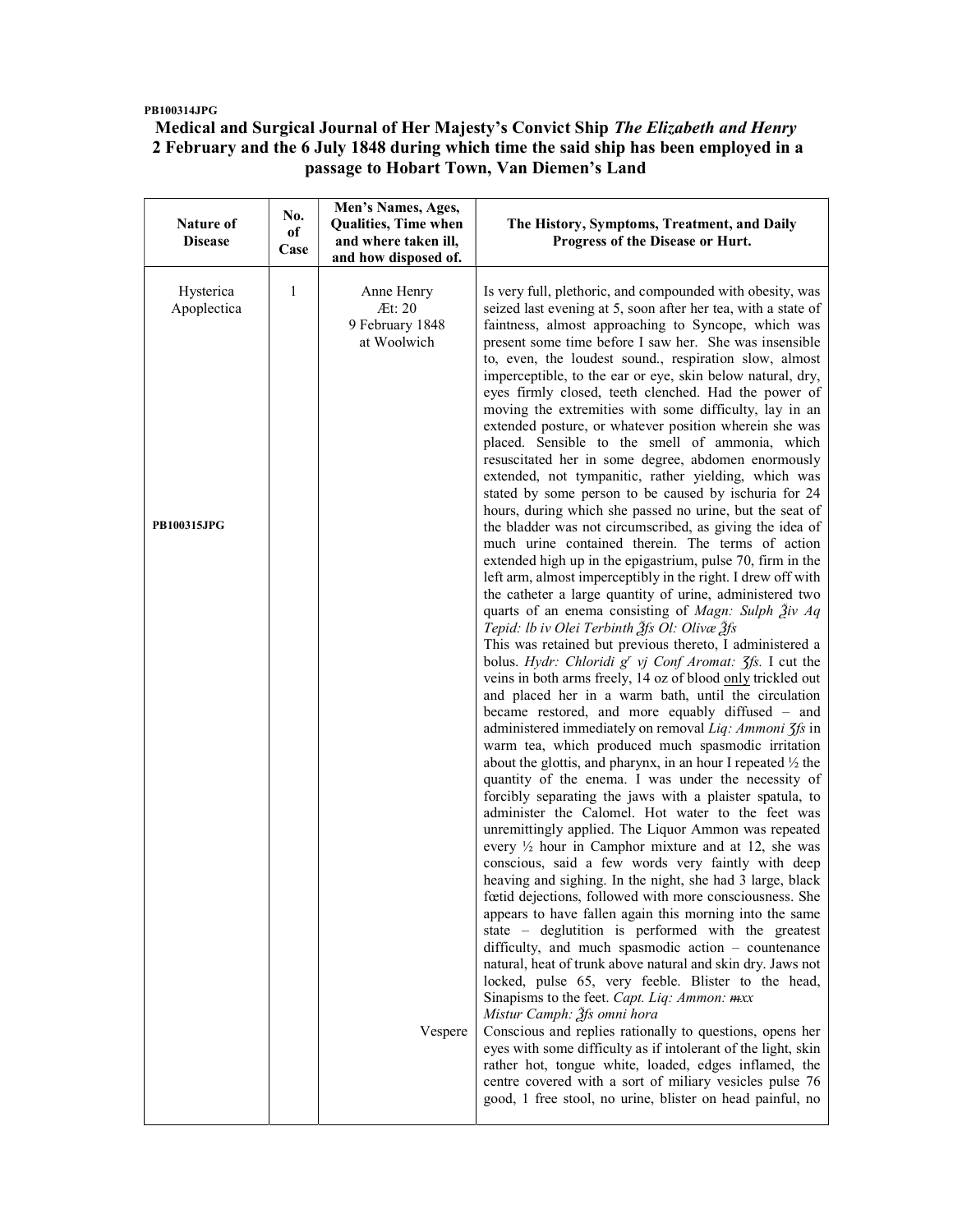PB100314JPG

# Medical and Surgical Journal of Her Majesty's Convict Ship *The Elizabeth and Henry*
## 2 February and the 6 July 1848 during which time the said ship has been employed in a passage to Hobart Town, Van Diemen's Land

| Nature of Disease | No. of Case | Men's Names, Ages, Qualities, Time when and where taken ill, and how disposed of. | The History, Symptoms, Treatment, and Daily Progress of the Disease or Hurt. |
|---|---|---|---|
| Hysterica Apoplectica<br><br>PB100315JPG | 1 | Anne Henry<br>Æt: 20<br>9 February 1848<br>at Woolwich<br><br><br><br><br><br><br><br><br><br><br><br><br><br><br><br><br><br><br><br><br><br><br><br><br><br><br><br><br><br><br><br><br><br><br><br><br><br><br><br><br><br>Vespere | Is very full, plethoric, and compounded with obesity, was seized last evening at 5, soon after her tea, with a state of faintness, almost approaching to Syncope, which was present some time before I saw her. She was insensible to, even, the loudest sound., respiration slow, almost imperceptible, to the ear or eye, skin below natural, dry, eyes firmly closed, teeth clenched. Had the power of moving the extremities with some difficulty, lay in an extended posture, or whatever position wherein she was placed. Sensible to the smell of ammonia, which resuscitated her in some degree, abdomen enormously extended, not tympanitic, rather yielding, which was stated by some person to be caused by ischuria for 24 hours, during which she passed no urine, but the seat of the bladder was not circumscribed, as giving the idea of much urine contained therein. The terms of action extended high up in the epigastrium, pulse 70, firm in the left arm, almost imperceptibly in the right. I drew off with the catheter a large quantity of urine, administered two quarts of an enema consisting of *Magn: Sulph ℥iv Aq Tepid: lb iv Olei Terbinth ℥fs Ol: Olivæ ℥fs*<br>This was retained but previous thereto, I administered a bolus. *Hydr: Chloridi g^r vj Conf Aromat: ʒfs.* I cut the veins in both arms freely, 14 oz of blood <u>only</u> trickled out and placed her in a warm bath, until the circulation became restored, and more equably diffused – and administered immediately on removal *Liq: Ammoni ʒfs* in warm tea, which produced much spasmodic irritation about the glottis, and pharynx, in an hour I repeated ½ the quantity of the enema. I was under the necessity of forcibly separating the jaws with a plaister spatula, to administer the Calomel. Hot water to the feet was unremittingly applied. The Liquor Ammon was repeated every ½ hour in Camphor mixture and at 12, she was conscious, said a few words very faintly with deep heaving and sighing. In the night, she had 3 large, black fœtid dejections, followed with more consciousness. She appears to have fallen again this morning into the same state – deglutition is performed with the greatest difficulty, and much spasmodic action – countenance natural, heat of trunk above natural and skin dry. Jaws not locked, pulse 65, very feeble. Blister to the head, Sinapisms to the feet. *Capt. Liq: Ammon: ℳxx*<br>*Mistur Camph: ℥fs omni hora*<br>Conscious and replies rationally to questions, opens her eyes with some difficulty as if intolerant of the light, skin rather hot, tongue white, loaded, edges inflamed, the centre covered with a sort of miliary vesicles pulse 76 good, 1 free stool, no urine, blister on head painful, no |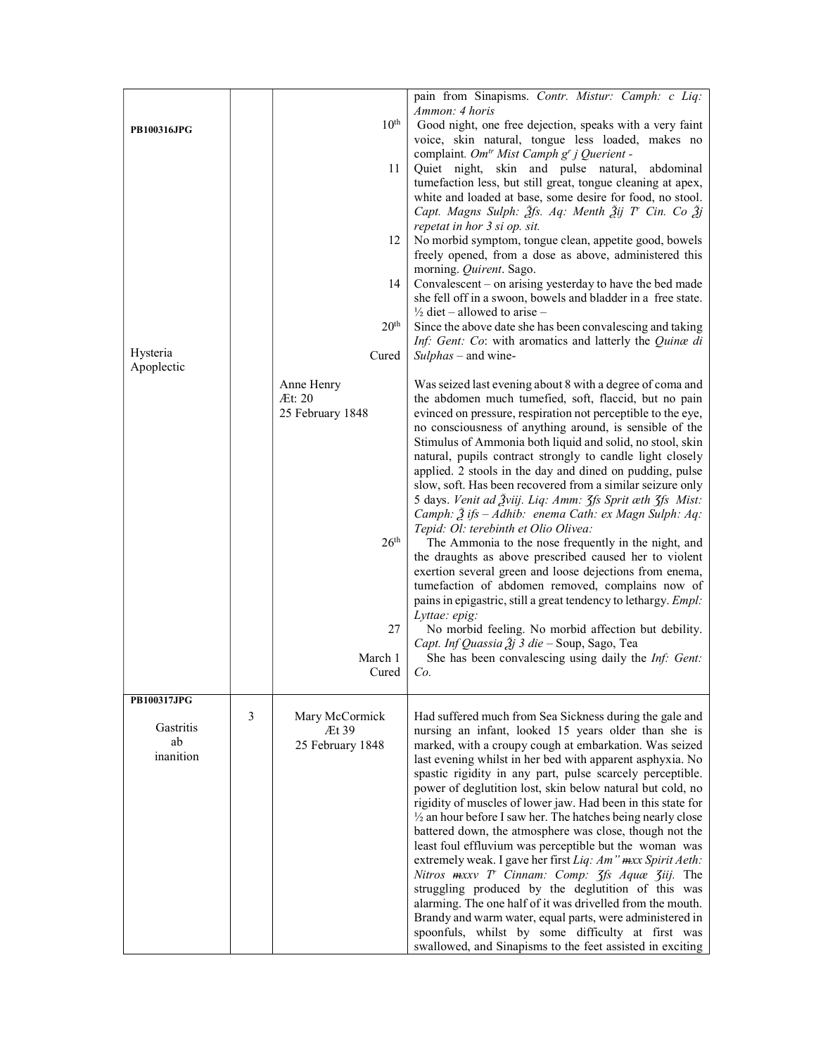| | | | |
|---|---|---|---|
| PB100316JPG | | | pain from Sinapisms. *Contr. Mistur: Camph: c Liq: Ammon: 4 horis* |
| | | 10th | Good night, one free dejection, speaks with a very faint voice, skin natural, tongue less loaded, makes no complaint. *Omtr Mist Camph gr j Querient -* |
| | | 11 | Quiet night, skin and pulse natural, abdominal tumefaction less, but still great, tongue cleaning at apex, white and loaded at base, some desire for food, no stool. *Capt. Magns Sulph: ℥fs. Aq: Menth ℥ij Tr Cin. Co ℥j repetat in hor 3 si op. sit.* |
| | | 12 | No morbid symptom, tongue clean, appetite good, bowels freely opened, from a dose as above, administered this morning. *Quirent*. Sago. |
| | | 14 | Convalescent – on arising yesterday to have the bed made she fell off in a swoon, bowels and bladder in a free state. ½ diet – allowed to arise – |
| | | 20th | Since the above date she has been convalescing and taking *Inf: Gent: Co*: with aromatics and latterly the *Quinæ di Sulphas* – and wine- |
| Hysteria Apoplectic | | Cured | |
| | | Anne Henry<br>Æt: 20<br>25 February 1848 | Was seized last evening about 8 with a degree of coma and the abdomen much tumefied, soft, flaccid, but no pain evinced on pressure, respiration not perceptible to the eye, no consciousness of anything around, is sensible of the Stimulus of Ammonia both liquid and solid, no stool, skin natural, pupils contract strongly to candle light closely applied. 2 stools in the day and dined on pudding, pulse slow, soft. Has been recovered from a similar seizure only 5 days. *Venit ad ℥viij. Liq: Amm: ʒfs Sprit æth ʒfs Mist: Camph: ℥ ifs – Adhib: enema Cath: ex Magn Sulph: Aq: Tepid: Ol: terebinth et Olio Olivea:* |
| | | 26th | The Ammonia to the nose frequently in the night, and the draughts as above prescribed caused her to violent exertion several green and loose dejections from enema, tumefaction of abdomen removed, complains now of pains in epigastric, still a great tendency to lethargy. *Empl: Lyttae: epig:* |
| | | 27 | No morbid feeling. No morbid affection but debility. *Capt. Inf Quassia ℥j 3 die* – Soup, Sago, Tea |
| | | March 1<br>Cured | She has been convalescing using daily the *Inf: Gent: Co.* |
| PB100317JPG<br><br>Gastritis ab inanition | 3 | Mary McCormick<br>Æt 39<br>25 February 1848 | Had suffered much from Sea Sickness during the gale and nursing an infant, looked 15 years older than she is marked, with a croupy cough at embarkation. Was seized last evening whilst in her bed with apparent asphyxia. No spastic rigidity in any part, pulse scarcely perceptible. power of deglutition lost, skin below natural but cold, no rigidity of muscles of lower jaw. Had been in this state for ½ an hour before I saw her. The hatches being nearly close battered down, the atmosphere was close, though not the least foul effluvium was perceptible but the woman was extremely weak. I gave her first *Liq: Am" ~~m~~xx Spirit Aeth: Nitros ~~m~~xxv Tr Cinnam: Comp: ʒfs Aquæ ʒiij.* The struggling produced by the deglutition of this was alarming. The one half of it was drivelled from the mouth. Brandy and warm water, equal parts, were administered in spoonfuls, whilst by some difficulty at first was swallowed, and Sinapisms to the feet assisted in exciting |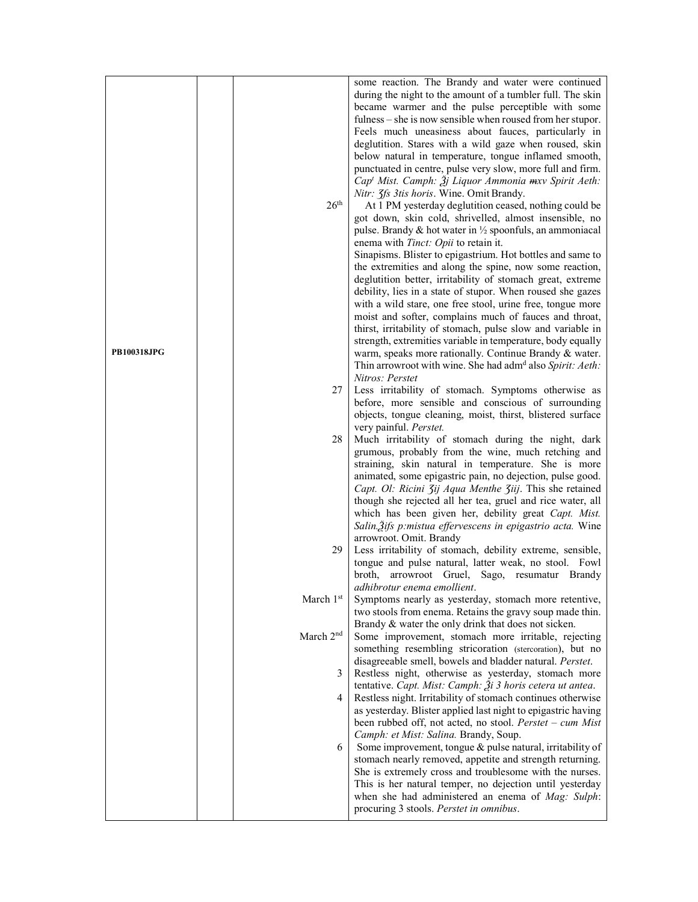| | | | |
|---|---|---|---|
| PB100318JPG | | | some reaction. The Brandy and water were continued during the night to the amount of a tumbler full. The skin became warmer and the pulse perceptible with some fulness – she is now sensible when roused from her stupor. Feels much uneasiness about fauces, particularly in deglutition. Stares with a wild gaze when roused, skin below natural in temperature, tongue inflamed smooth, punctuated in centre, pulse very slow, more full and firm. *Cap^t Mist. Camph: ℥j Liquor Ammonia ♏xv Spirit Aeth: Nitr: ʒſs 3tis horis*. Wine. Omit Brandy. |
| | | 26th | At 1 PM yesterday deglutition ceased, nothing could be got down, skin cold, shrivelled, almost insensible, no pulse. Brandy & hot water in ½ spoonfuls, an ammoniacal enema with *Tinct: Opii* to retain it. Sinapisms. Blister to epigastrium. Hot bottles and same to the extremities and along the spine, now some reaction, deglutition better, irritability of stomach great, extreme debility, lies in a state of stupor. When roused she gazes with a wild stare, one free stool, urine free, tongue more moist and softer, complains much of fauces and throat, thirst, irritability of stomach, pulse slow and variable in strength, extremities variable in temperature, body equally warm, speaks more rationally. Continue Brandy & water. Thin arrowroot with wine. She had adm^d also *Spirit: Aeth: Nitros: Perstet* |
| | | 27 | Less irritability of stomach. Symptoms otherwise as before, more sensible and conscious of surrounding objects, tongue cleaning, moist, thirst, blistered surface very painful. *Perstet.* |
| | | 28 | Much irritability of stomach during the night, dark grumous, probably from the wine, much retching and straining, skin natural in temperature. She is more animated, some epigastric pain, no dejection, pulse good. *Capt. Ol: Ricini ℥ij Aqua Menthe ℥iij*. This she retained though she rejected all her tea, gruel and rice water, all which has been given her, debility great *Capt. Mist. Salin.℥iſs p:mistua effervescens in epigastrio acta.* Wine arrowroot. Omit. Brandy |
| | | 29 | Less irritability of stomach, debility extreme, sensible, tongue and pulse natural, latter weak, no stool. Fowl broth, arrowroot Gruel, Sago, resumatur Brandy *adhibrotur enema emollient*. |
| | | March 1st | Symptoms nearly as yesterday, stomach more retentive, two stools from enema. Retains the gravy soup made thin. Brandy & water the only drink that does not sicken. |
| | | March 2nd | Some improvement, stomach more irritable, rejecting something resembling stricoration (stercoration), but no disagreeable smell, bowels and bladder natural. *Perstet*. |
| | | 3 | Restless night, otherwise as yesterday, stomach more tentative. *Capt. Mist: Camph: ℥i 3 horis cetera ut antea*. |
| | | 4 | Restless night. Irritability of stomach continues otherwise as yesterday. Blister applied last night to epigastric having been rubbed off, not acted, no stool. *Perstet – cum Mist Camph: et Mist: Salina.* Brandy, Soup. |
| | | 6 | Some improvement, tongue & pulse natural, irritability of stomach nearly removed, appetite and strength returning. She is extremely cross and troublesome with the nurses. This is her natural temper, no dejection until yesterday when she had administered an enema of *Mag: Sulph*: procuring 3 stools. *Perstet in omnibus*. |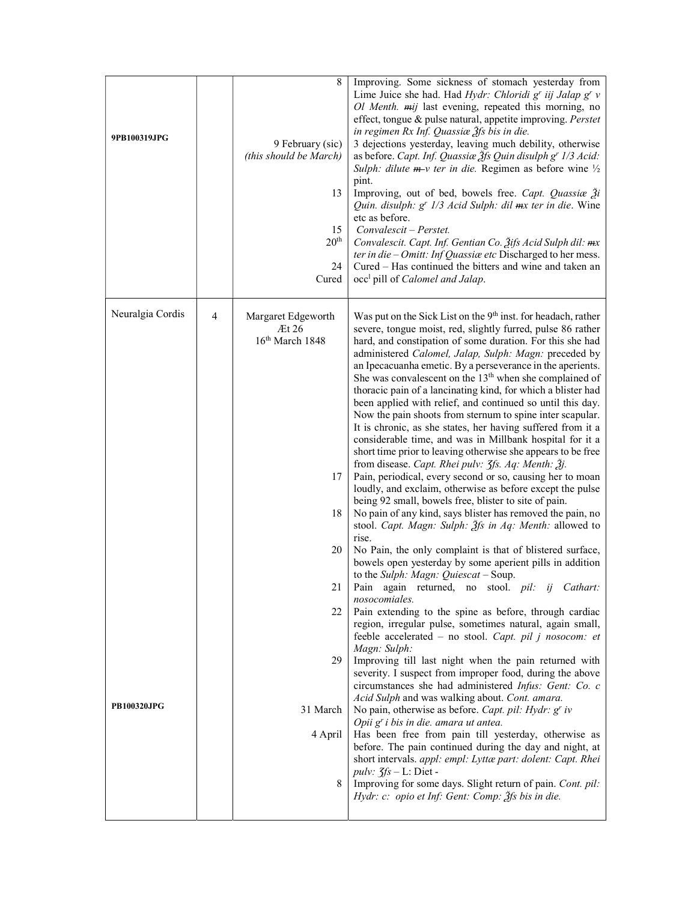| | | | |
|---|---|---|---|
| 9PB100319JPG | | 8 | Improving. Some sickness of stomach yesterday from Lime Juice she had. Had *Hydr: Chloridi gr iij Jalap gr v Ol Menth. ~~m~~ij* last evening, repeated this morning, no effect, tongue & pulse natural, appetite improving. *Perstet in regimen Rx Inf. Quassiæ ℥fs bis in die.* |
| | | 9 February (sic) *(this should be March)* | 3 dejections yesterday, leaving much debility, otherwise as before. *Capt. Inf. Quassiæ ℥fs Quin disulph gr 1/3 Acid: Sulph: dilute ~~m~~-v ter in die.* Regimen as before wine ½ pint. |
| | | 13 | Improving, out of bed, bowels free. *Capt. Quassiæ ℥i Quin. disulph: gr 1/3 Acid Sulph: dil ~~m~~x ter in die*. Wine etc as before. |
| | | 15 | *Convalescit – Perstet.* |
| | | 20th | *Convalescit. Capt. Inf. Gentian Co. ℥ifs Acid Sulph dil: ~~m~~x ter in die – Omitt: Inf Quassiæ etc* Discharged to her mess. |
| | | 24 | Cured – Has continued the bitters and wine and taken an occl pill of *Calomel and Jalap*. |
| | | Cured | |
| Neuralgia Cordis | 4 | Margaret Edgeworth Æt 26 16th March 1848 | Was put on the Sick List on the 9th inst. for headach, rather severe, tongue moist, red, slightly furred, pulse 86 rather hard, and constipation of some duration. For this she had administered *Calomel, Jalap, Sulph: Magn:* preceded by an Ipecacuanha emetic. By a perseverance in the aperients. She was convalescent on the 13th when she complained of thoracic pain of a lancinating kind, for which a blister had been applied with relief, and continued so until this day. Now the pain shoots from sternum to spine inter scapular. It is chronic, as she states, her having suffered from it a considerable time, and was in Millbank hospital for it a short time prior to leaving otherwise she appears to be free from disease. *Capt. Rhei pulv: ℨfs. Aq: Menth: ℥j.* |
| | | 17 | Pain, periodical, every second or so, causing her to moan loudly, and exclaim, otherwise as before except the pulse being 92 small, bowels free, blister to site of pain. |
| | | 18 | No pain of any kind, says blister has removed the pain, no stool. *Capt. Magn: Sulph: ℥fs in Aq: Menth:* allowed to rise. |
| | | 20 | No Pain, the only complaint is that of blistered surface, bowels open yesterday by some aperient pills in addition to the *Sulph: Magn: Quiescat* – Soup. |
| | | 21 | Pain again returned, no stool. *pil: ij Cathart: nosocomiales.* |
| | | 22 | Pain extending to the spine as before, through cardiac region, irregular pulse, sometimes natural, again small, feeble accelerated – no stool. *Capt. pil j nosocom: et Magn: Sulph:* |
| | | 29 | Improving till last night when the pain returned with severity. I suspect from improper food, during the above circumstances she had administered *Infus: Gent: Co. c Acid Sulph* and was walking about. *Cont. amara.* |
| PB100320JPG | | 31 March | No pain, otherwise as before. *Capt. pil: Hydr: gr iv Opii gr i bis in die. amara ut antea.* |
| | | 4 April | Has been free from pain till yesterday, otherwise as before. The pain continued during the day and night, at short intervals. *appl: empl: Lyttæ part: dolent: Capt. Rhei pulv: ℨfs* – L: Diet - |
| | | 8 | Improving for some days. Slight return of pain. *Cont. pil: Hydr: c: opio et Inf: Gent: Comp: ℥fs bis in die.* |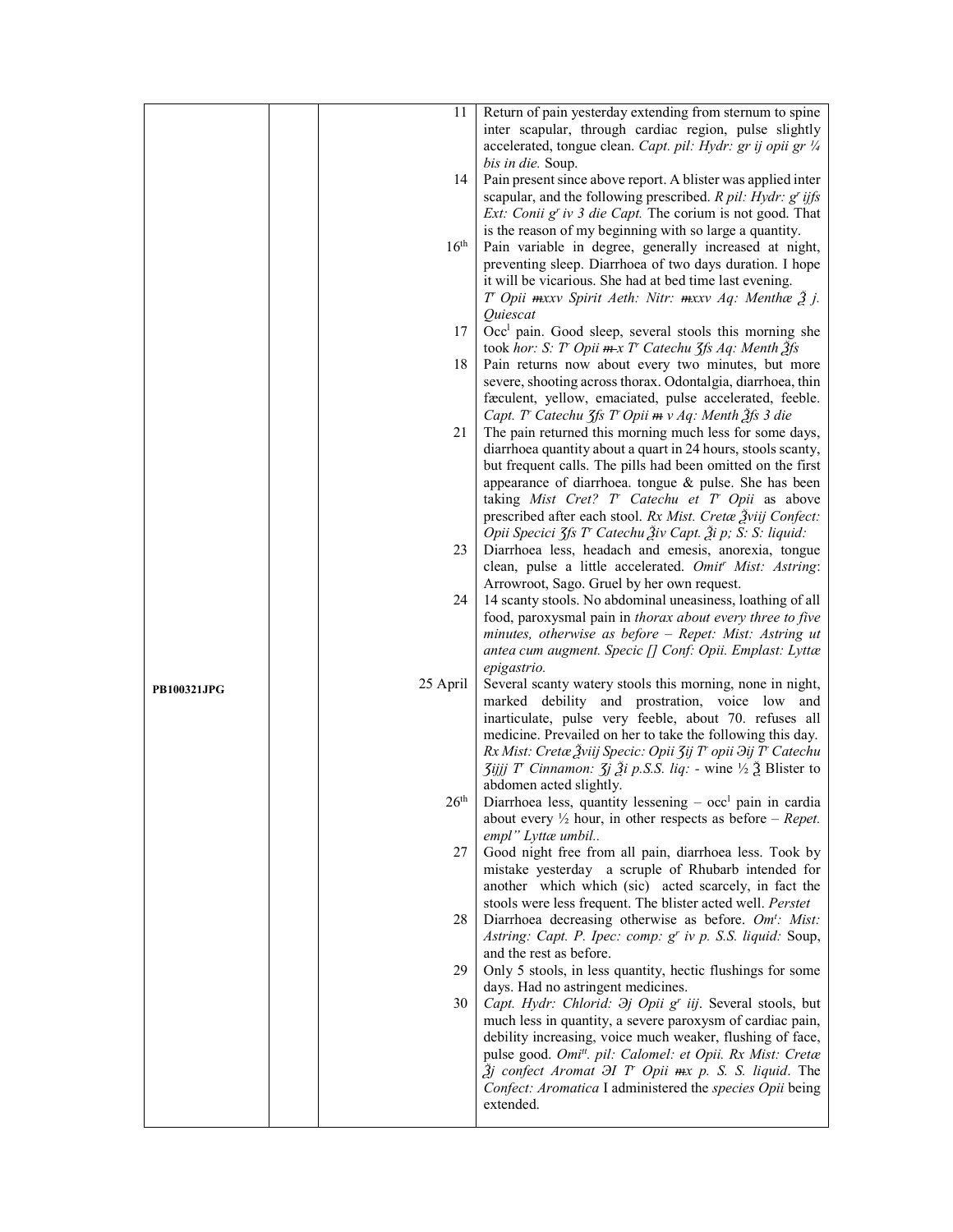|  |  |  |  |
|---|---|---|---|
|  |  | 11 | Return of pain yesterday extending from sternum to spine inter scapular, through cardiac region, pulse slightly accelerated, tongue clean. *Capt. pil: Hydr: gr ij opii gr ¼ bis in die.* Soup. |
|  |  | 14 | Pain present since above report. A blister was applied inter scapular, and the following prescribed. *R pil: Hydr: g^r ijſs Ext: Conii g^r iv 3 die Capt.* The corium is not good. That is the reason of my beginning with so large a quantity. |
|  |  | 16th | Pain variable in degree, generally increased at night, preventing sleep. Diarrhoea of two days duration. I hope it will be vicarious. She had at bed time last evening. *T^r Opii ~~m~~xxv Spirit Aeth: Nitr: ~~m~~xxv Aq: Menthæ ℥ j. Quiescat* |
|  |  | 17 | Occ^l pain. Good sleep, several stools this morning she took *hor: S: T^r Opii ~~m~~ x T^r Catechu ʒſs Aq: Menth ℥ſs* |
|  |  | 18 | Pain returns now about every two minutes, but more severe, shooting across thorax. Odontalgia, diarrhoea, thin fæculent, yellow, emaciated, pulse accelerated, feeble. *Capt. T^r Catechu ʒſs T^r Opii ~~m~~ v Aq: Menth ℥ſs 3 die* |
|  |  | 21 | The pain returned this morning much less for some days, diarrhoea quantity about a quart in 24 hours, stools scanty, but frequent calls. The pills had been omitted on the first appearance of diarrhoea. tongue & pulse. She has been taking *Mist Cret? T^r Catechu et T^r Opii* as above prescribed after each stool. *Rx Mist. Cretæ ℥viij Confect: Opii Specici ʒſs T^r Catechu ℥iv Capt. ℥i p; S: S: liquid:* |
|  |  | 23 | Diarrhoea less, headach and emesis, anorexia, tongue clean, pulse a little accelerated. *Omit^r Mist: Astring*: Arrowroot, Sago. Gruel by her own request. |
|  |  | 24 | 14 scanty stools. No abdominal uneasiness, loathing of all food, paroxysmal pain in *thorax about every three to five minutes, otherwise as before – Repet: Mist: Astring ut antea cum augment. Specic [] Conf: Opii. Emplast: Lyttæ epigastrio.* |
| **PB100321JPG** |  | 25 April | Several scanty watery stools this morning, none in night, marked debility and prostration, voice low and inarticulate, pulse very feeble, about 70. refuses all medicine. Prevailed on her to take the following this day. *Rx Mist: Cretæ ℥viij Specic: Opii ʒij T^r opii ℈ij T^r Catechu ʒijjj T^r Cinnamon: ʒj ℥i p.S.S. liq:* - wine ½ ℥ Blister to abdomen acted slightly. |
|  |  | 26th | Diarrhoea less, quantity lessening – occ^l pain in cardia about every ½ hour, in other respects as before – *Repet. empl" Lyttæ umbil..* |
|  |  | 27 | Good night free from all pain, diarrhoea less. Took by mistake yesterday a scruple of Rhubarb intended for another which which (sic) acted scarcely, in fact the stools were less frequent. The blister acted well. *Perstet* |
|  |  | 28 | Diarrhoea decreasing otherwise as before. *Om^t: Mist: Astring: Capt. P. Ipec: comp: g^r iv p. S.S. liquid:* Soup, and the rest as before. |
|  |  | 29 | Only 5 stools, in less quantity, hectic flushings for some days. Had no astringent medicines. |
|  |  | 30 | *Capt. Hydr: Chlorid: ℈j Opii g^r iij*. Several stools, but much less in quantity, a severe paroxysm of cardiac pain, debility increasing, voice much weaker, flushing of face, pulse good. *Omi^tt. pil: Calomel: et Opii. Rx Mist: Cretæ ℥j confect Aromat ℈I T^r Opii ~~m~~x p. S. S. liquid*. The *Confect: Aromatica* I administered the *species Opii* being extended. |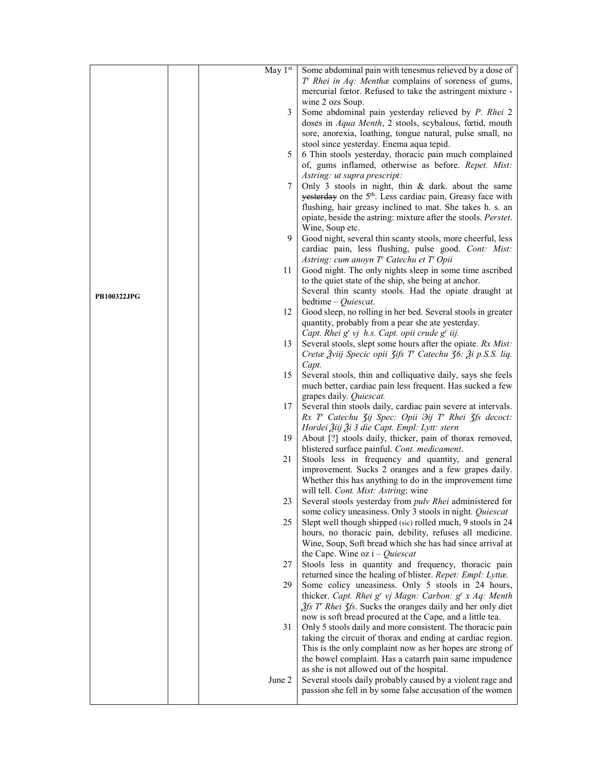| | | | |
|---|---|---|---|
| PB100322JPG | | May 1[st] | Some abdominal pain with tenesmus relieved by a dose of Tʳ Rhei in Aq: Menthæ complains of soreness of gums, mercurial fœtor. Refused to take the astringent mixture - wine 2 ozs Soup. |
| | | 3 | Some abdominal pain yesterday relieved by *P. Rhei* 2 doses in *Aqua Menth*, 2 stools, scybalous, fœtid, mouth sore, anorexia, loathing, tongue natural, pulse small, no stool since yesterday. Enema aqua tepid. |
| | | 5 | 6 Thin stools yesterday, thoracic pain much complained of, gums inflamed, otherwise as before. *Repet. Mist: Astring: ut supra prescript:* |
| | | 7 | Only 3 stools in night, thin & dark. about the same ~~yesterday~~ on the 5[th]. Less cardiac pain, Greasy face with flushing, hair greasy inclined to mat. She takes h. s. an opiate, beside the astring: mixture after the stools. *Perstet*. Wine, Soup etc. |
| | | 9 | Good night, several thin scanty stools, more cheerful, less cardiac pain, less flushing, pulse good. *Cont: Mist: Astring: cum anoyn Tʳ Catechu et Tʳ Opii* |
| | | 11 | Good night. The only nights sleep in some time ascribed to the quiet state of the ship, she being at anchor. Several thin scanty stools. Had the opiate draught at bedtime – *Quiescat*. |
| | | 12 | Good sleep, no rolling in her bed. Several stools in greater quantity, probably from a pear she ate yesterday. *Capt. Rhei gʳ vj h.s. Capt. opii crude gʳ iij.* |
| | | 13 | Several stools, slept some hours after the opiate. *Rx Mist: Cretæ ℥viij Specic opii ʒifs Tʳ Catechu ʒ6: ℥i p.S.S. liq. Capt.* |
| | | 15 | Several stools, thin and colliquative daily, says she feels much better, cardiac pain less frequent. Has sucked a few grapes daily. *Quiescat.* |
| | | 17 | Several thin stools daily, cardiac pain severe at intervals. *Rx Tʳ Catechu ʒij Spec: Opii ℈ij Tʳ Rhei ʒfs decoct: Hordei ℥iij ℥i 3 die Capt. Empl: Lytt: stern* |
| | | 19 | About [?] stools daily, thicker, pain of thorax removed, blistered surface painful. *Cont. medicament*. |
| | | 21 | Stools less in frequency and quantity, and general improvement. Sucks 2 oranges and a few grapes daily. Whether this has anything to do in the improvement time will tell. *Cont. Mist: Astring*: wine |
| | | 23 | Several stools yesterday from *pulv Rhei* administered for some colicy uneasiness. Only 3 stools in night. *Quiescat* |
| | | 25 | Slept well though shipped (sic) rolled much, 9 stools in 24 hours, no thoracic pain, debility, refuses all medicine. Wine, Soup, Soft bread which she has had since arrival at the Cape. Wine oz i – *Quiescat* |
| | | 27 | Stools less in quantity and frequency, thoracic pain returned since the healing of blister. *Repet: Empl: Lyttæ.* |
| | | 29 | Some colicy uneasiness. Only 5 stools in 24 hours, thicker. *Capt. Rhei gʳ vj Magn: Carbon: gʳ x Aq: Menth ℥fs Tʳ Rhei ʒfs*. Sucks the oranges daily and her only diet now is soft bread procured at the Cape, and a little tea. |
| | | 31 | Only 5 stools daily and more consistent. The thoracic pain taking the circuit of thorax and ending at cardiac region. This is the only complaint now as her hopes are strong of the bowel complaint. Has a catarrh pain same impudence as she is not allowed out of the hospital. |
| | | June 2 | Several stools daily probably caused by a violent rage and passion she fell in by some false accusation of the women |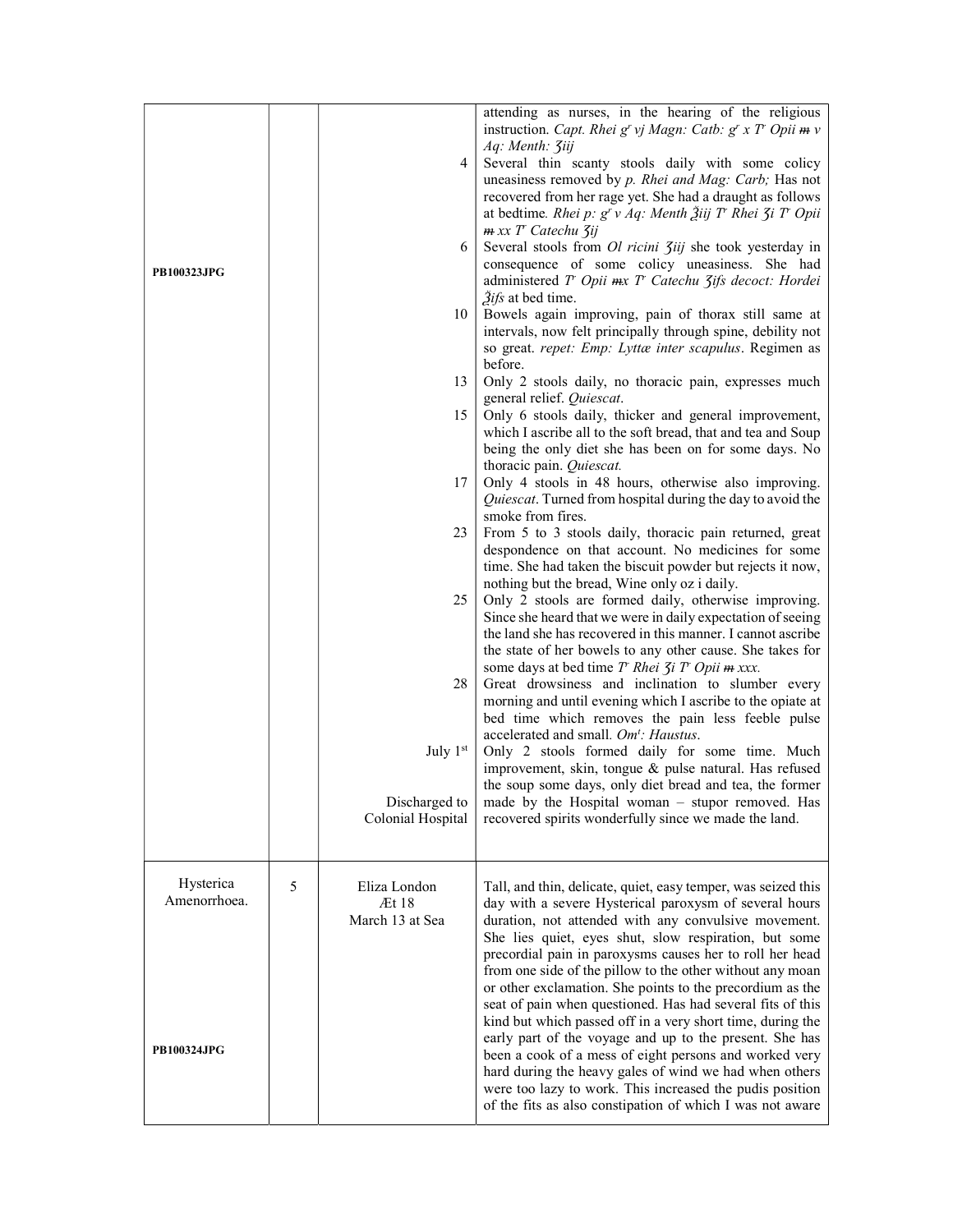| | | | |
|---|---|---|---|
| PB100323JPG | | | attending as nurses, in the hearing of the religious instruction. *Capt. Rhei gr vj Magn: Catb: gr x Tr Opii* ~~m~~ *v Aq: Menth: ʒiij* |
| | | 4 | Several thin scanty stools daily with some colicy uneasiness removed by *p. Rhei and Mag: Carb;* Has not recovered from her rage yet. She had a draught as follows at bedtime. *Rhei p: gr v Aq: Menth ℥iij Tr Rhei ʒi Tr Opii* ~~m~~ *xx Tr Catechu ʒij* |
| | | 6 | Several stools from *Ol ricini ʒiij* she took yesterday in consequence of some colicy uneasiness. She had administered *Tr Opii* ~~m~~*x Tr Catechu ʒifs decoct: Hordei ℥ifs* at bed time. |
| | | 10 | Bowels again improving, pain of thorax still same at intervals, now felt principally through spine, debility not so great. *repet: Emp: Lyttæ inter scapulus*. Regimen as before. |
| | | 13 | Only 2 stools daily, no thoracic pain, expresses much general relief. *Quiescat*. |
| | | 15 | Only 6 stools daily, thicker and general improvement, which I ascribe all to the soft bread, that and tea and Soup being the only diet she has been on for some days. No thoracic pain. *Quiescat.* |
| | | 17 | Only 4 stools in 48 hours, otherwise also improving. *Quiescat*. Turned from hospital during the day to avoid the smoke from fires. |
| | | 23 | From 5 to 3 stools daily, thoracic pain returned, great despondence on that account. No medicines for some time. She had taken the biscuit powder but rejects it now, nothing but the bread, Wine only oz i daily. |
| | | 25 | Only 2 stools are formed daily, otherwise improving. Since she heard that we were in daily expectation of seeing the land she has recovered in this manner. I cannot ascribe the state of her bowels to any other cause. She takes for some days at bed time *Tr Rhei ʒi Tr Opii* ~~m~~ *xxx.* |
| | | 28 | Great drowsiness and inclination to slumber every morning and until evening which I ascribe to the opiate at bed time which removes the pain less feeble pulse accelerated and small. *Omt: Haustus*. |
| | | July 1st<br><br>Discharged to Colonial Hospital | Only 2 stools formed daily for some time. Much improvement, skin, tongue & pulse natural. Has refused the soup some days, only diet bread and tea, the former made by the Hospital woman – stupor removed. Has recovered spirits wonderfully since we made the land. |
| Hysterica Amenorrhoea.<br><br>PB100324JPG | 5 | Eliza London<br>Æt 18<br>March 13 at Sea | Tall, and thin, delicate, quiet, easy temper, was seized this day with a severe Hysterical paroxysm of several hours duration, not attended with any convulsive movement. She lies quiet, eyes shut, slow respiration, but some precordial pain in paroxysms causes her to roll her head from one side of the pillow to the other without any moan or other exclamation. She points to the precordium as the seat of pain when questioned. Has had several fits of this kind but which passed off in a very short time, during the early part of the voyage and up to the present. She has been a cook of a mess of eight persons and worked very hard during the heavy gales of wind we had when others were too lazy to work. This increased the pudis position of the fits as also constipation of which I was not aware |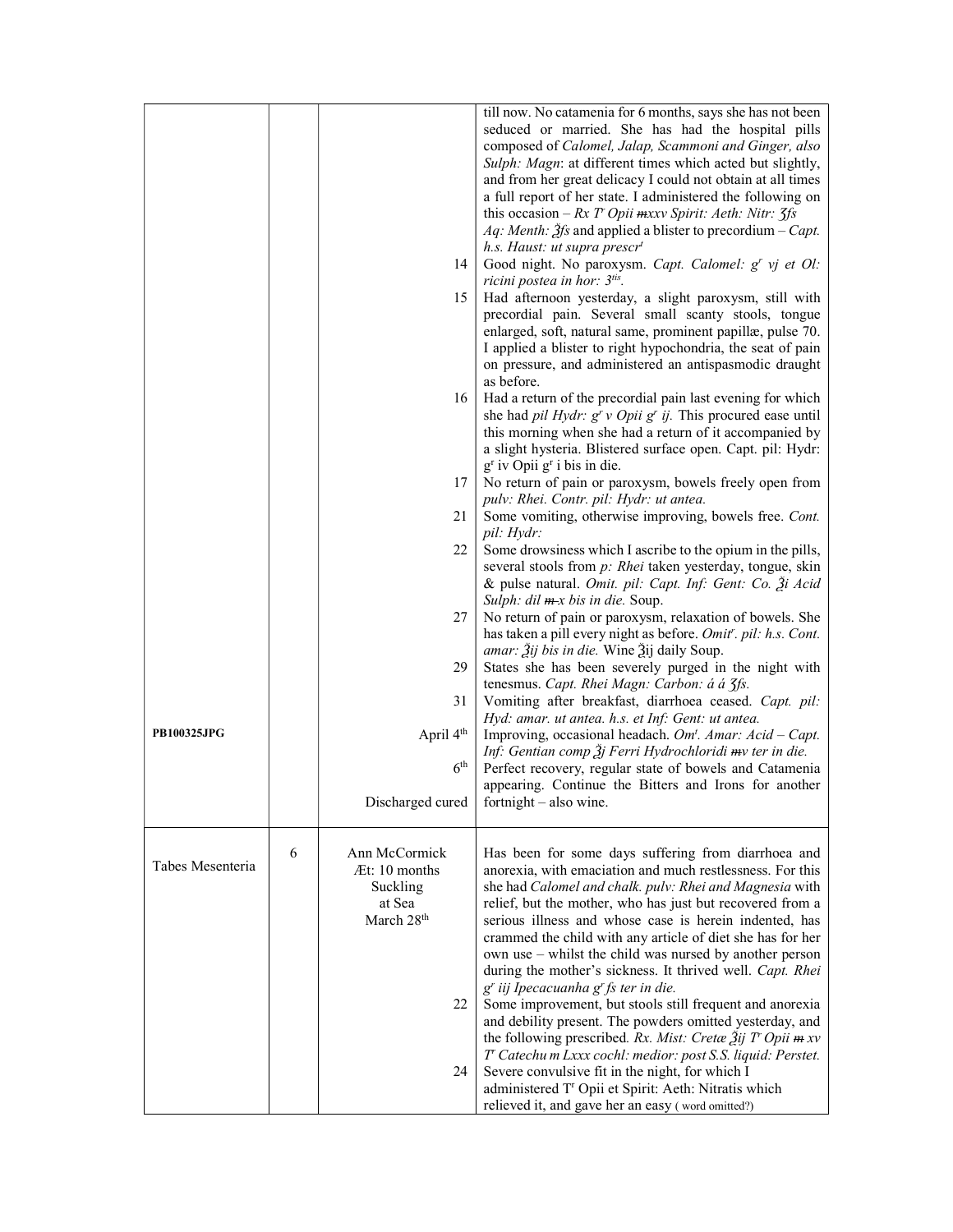| | | | |
|---|---|---|---|
| | | | till now. No catamenia for 6 months, says she has not been seduced or married. She has had the hospital pills composed of *Calomel, Jalap, Scammoni and Ginger, also Sulph: Magn*: at different times which acted but slightly, and from her great delicacy I could not obtain at all times a full report of her state. I administered the following on this occasion – *Rx T^r Opii ~~m~~xxv Spirit: Aeth: Nitr: ʒſs Aq: Menth: ℥ſs* and applied a blister to precordium – *Capt. h.s. Haust: ut supra prescr^t* |
| | | 14 | Good night. No paroxysm. *Capt. Calomel: g^r vj et Ol: ricini postea in hor: 3^tis*. |
| | | 15 | Had afternoon yesterday, a slight paroxysm, still with precordial pain. Several small scanty stools, tongue enlarged, soft, natural same, prominent papillæ, pulse 70. I applied a blister to right hypochondria, the seat of pain on pressure, and administered an antispasmodic draught as before. |
| | | 16 | Had a return of the precordial pain last evening for which she had *pil Hydr: g^r v Opii g^r ij.* This procured ease until this morning when she had a return of it accompanied by a slight hysteria. Blistered surface open. Capt. pil: Hydr: g^r iv Opii g^r i bis in die. |
| | | 17 | No return of pain or paroxysm, bowels freely open from *pulv: Rhei. Contr. pil: Hydr: ut antea.* |
| | | 21 | Some vomiting, otherwise improving, bowels free. *Cont. pil: Hydr:* |
| | | 22 | Some drowsiness which I ascribe to the opium in the pills, several stools from *p: Rhei* taken yesterday, tongue, skin & pulse natural. *Omit. pil: Capt. Inf: Gent: Co. ℥i Acid Sulph: dil ~~m~~ x bis in die.* Soup. |
| | | 27 | No return of pain or paroxysm, relaxation of bowels. She has taken a pill every night as before. *Omit^r. pil: h.s. Cont. amar: ℥ij bis in die.* Wine ℥ij daily Soup. |
| | | 29 | States she has been severely purged in the night with tenesmus. *Capt. Rhei Magn: Carbon: á á ʒſs.* |
| | | 31 | Vomiting after breakfast, diarrhoea ceased. *Capt. pil: Hyd: amar. ut antea. h.s. et Inf: Gent: ut antea.* |
| PB100325JPG | | April 4^th | Improving, occasional headach. *Om^t. Amar: Acid – Capt. Inf: Gentian comp ℥j Ferri Hydrochloridi ~~m~~v ter in die.* |
| | | 6^th | Perfect recovery, regular state of bowels and Catamenia appearing. Continue the Bitters and Irons for another |
| | | Discharged cured | fortnight – also wine. |
| Tabes Mesenteria | 6 | Ann McCormick<br>Æt: 10 months<br>Suckling<br>at Sea<br>March 28^th | Has been for some days suffering from diarrhoea and anorexia, with emaciation and much restlessness. For this she had *Calomel and chalk. pulv: Rhei and Magnesia* with relief, but the mother, who has just but recovered from a serious illness and whose case is herein indented, has crammed the child with any article of diet she has for her own use – whilst the child was nursed by another person during the mother's sickness. It thrived well. *Capt. Rhei g^r iij Ipecacuanha g^r ſs ter in die.* |
| | | 22 | Some improvement, but stools still frequent and anorexia and debility present. The powders omitted yesterday, and the following prescribed. *Rx. Mist: Cretæ ℥ij T^r Opii ~~m~~ xv T^r Catechu m Lxxx cochl: medior: post S.S. liquid: Perstet.* |
| | | 24 | Severe convulsive fit in the night, for which I administered T^r Opii et Spirit: Aeth: Nitratis which relieved it, and gave her an easy ( word omitted?) |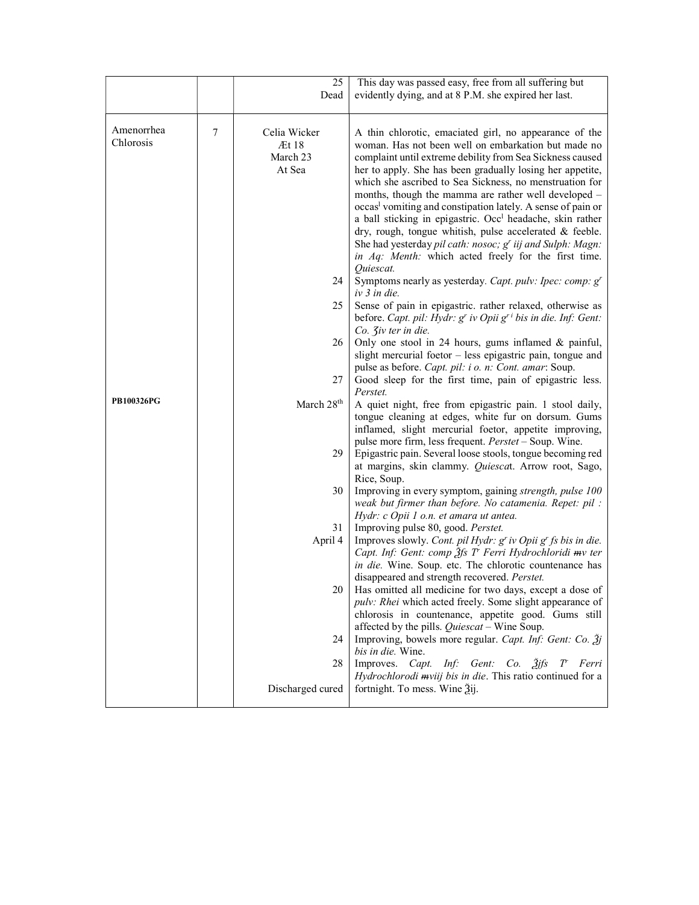| | | | |
|---|---|---|---|
| | | 25<br>Dead | This day was passed easy, free from all suffering but evidently dying, and at 8 P.M. she expired her last. |
| Amenorrhea<br>Chlorosis | 7 | Celia Wicker<br>Æt 18<br>March 23<br>At Sea | A thin chlorotic, emaciated girl, no appearance of the woman. Has not been well on embarkation but made no complaint until extreme debility from Sea Sickness caused her to apply. She has been gradually losing her appetite, which she ascribed to Sea Sickness, no menstruation for months, though the mamma are rather well developed – occas[l] vomiting and constipation lately. A sense of pain or a ball sticking in epigastric. Occ[l] headache, skin rather dry, rough, tongue whitish, pulse accelerated & feeble. She had yesterday *pil cath: nosoc; g[r] iij and Sulph: Magn: in Aq: Menth:* which acted freely for the first time. *Quiescat.* |
| | | 24 | Symptoms nearly as yesterday. *Capt. pulv: Ipec: comp: g[r] iv 3 in die.* |
| | | 25 | Sense of pain in epigastric. rather relaxed, otherwise as before. *Capt. pil: Hydr: g[r] iv Opii g[r i] bis in die. Inf: Gent: Co. ʒiv ter in die.* |
| | | 26 | Only one stool in 24 hours, gums inflamed & painful, slight mercurial foetor – less epigastric pain, tongue and pulse as before. *Capt. pil: i o. n: Cont. amar*: Soup. |
| | | 27 | Good sleep for the first time, pain of epigastric less. *Perstet.* |
| **PB100326PG** | | March 28[th] | A quiet night, free from epigastric pain. 1 stool daily, tongue cleaning at edges, white fur on dorsum. Gums inflamed, slight mercurial foetor, appetite improving, pulse more firm, less frequent. *Perstet* – Soup. Wine. |
| | | 29 | Epigastric pain. Several loose stools, tongue becoming red at margins, skin clammy. *Quiescat*. Arrow root, Sago, Rice, Soup. |
| | | 30 | Improving in every symptom, gaining *strength, pulse 100 weak but firmer than before. No catamenia. Repet: pil : Hydr: c Opii 1 o.n. et amara ut antea.* |
| | | 31 | Improving pulse 80, good. *Perstet.* |
| | | April 4 | Improves slowly. *Cont. pil Hydr: g[r] iv Opii g[r] fs bis in die. Capt. Inf: Gent: comp ℥fs T[r] Ferri Hydrochloridi ♏v ter in die.* Wine. Soup. etc. The chlorotic countenance has disappeared and strength recovered. *Perstet.* |
| | | 20 | Has omitted all medicine for two days, except a dose of *pulv: Rhei* which acted freely. Some slight appearance of chlorosis in countenance, appetite good. Gums still affected by the pills. *Quiescat* – Wine Soup. |
| | | 24 | Improving, bowels more regular. *Capt. Inf: Gent: Co. ℥j bis in die.* Wine. |
| | | 28 | Improves. *Capt. Inf: Gent: Co. ℥jfs T[r] Ferri Hydrochlorodi ♏viij bis in die*. This ratio continued for a fortnight. To mess. Wine ℥ij. |
| | | Discharged cured | |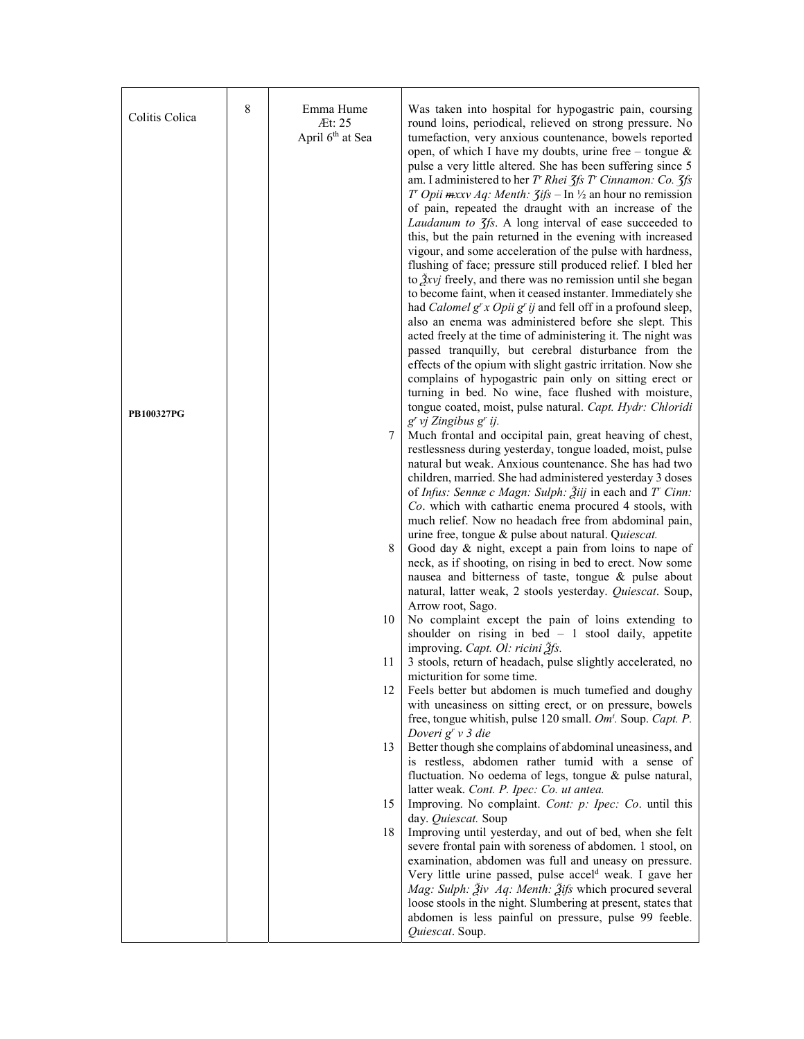| | | | |
|---|---|---|---|
| Colitis Colica<br><br>**PB100327PG** | 8 | Emma Hume<br>Æt: 25<br>April 6th at Sea | Was taken into hospital for hypogastric pain, coursing round loins, periodical, relieved on strong pressure. No tumefaction, very anxious countenance, bowels reported open, of which I have my doubts, urine free – tongue & pulse a very little altered. She has been suffering since 5 am. I administered to her *Tr Rhei ʒfs Tr Cinnamon: Co. ʒfs Tr Opii ~~m~~xxv Aq: Menth: ʒifs* – In ½ an hour no remission of pain, repeated the draught with an increase of the *Laudanum to ʒfs*. A long interval of ease succeeded to this, but the pain returned in the evening with increased vigour, and some acceleration of the pulse with hardness, flushing of face; pressure still produced relief. I bled her to ℥xvj freely, and there was no remission until she began to become faint, when it ceased instanter. Immediately she had *Calomel gr x Opii gr ij* and fell off in a profound sleep, also an enema was administered before she slept. This acted freely at the time of administering it. The night was passed tranquilly, but cerebral disturbance from the effects of the opium with slight gastric irritation. Now she complains of hypogastric pain only on sitting erect or turning in bed. No wine, face flushed with moisture, tongue coated, moist, pulse natural. *Capt. Hydr: Chloridi gr vj Zingibus gr ij.* |
| | | 7 | Much frontal and occipital pain, great heaving of chest, restlessness during yesterday, tongue loaded, moist, pulse natural but weak. Anxious countenance. She has had two children, married. She had administered yesterday 3 doses of *Infus: Sennæ c Magn: Sulph: ℥iij* in each and *Tr Cinn: Co*. which with cathartic enema procured 4 stools, with much relief. Now no headach free from abdominal pain, urine free, tongue & pulse about natural. Q*uiescat.* |
| | | 8 | Good day & night, except a pain from loins to nape of neck, as if shooting, on rising in bed to erect. Now some nausea and bitterness of taste, tongue & pulse about natural, latter weak, 2 stools yesterday. *Quiescat*. Soup, Arrow root, Sago. |
| | | 10 | No complaint except the pain of loins extending to shoulder on rising in bed – 1 stool daily, appetite improving. *Capt. Ol: ricini ℥fs.* |
| | | 11 | 3 stools, return of headach, pulse slightly accelerated, no micturition for some time. |
| | | 12 | Feels better but abdomen is much tumefied and doughy with uneasiness on sitting erect, or on pressure, bowels free, tongue whitish, pulse 120 small. *Omt.* Soup. *Capt. P. Doveri gr v 3 die* |
| | | 13 | Better though she complains of abdominal uneasiness, and is restless, abdomen rather tumid with a sense of fluctuation. No oedema of legs, tongue & pulse natural, latter weak. *Cont. P. Ipec: Co. ut antea.* |
| | | 15 | Improving. No complaint. *Cont: p: Ipec: Co*. until this day. *Quiescat.* Soup |
| | | 18 | Improving until yesterday, and out of bed, when she felt severe frontal pain with soreness of abdomen. 1 stool, on examination, abdomen was full and uneasy on pressure. Very little urine passed, pulse acceld weak. I gave her *Mag: Sulph: ℥iv Aq: Menth: ℥ifs* which procured several loose stools in the night. Slumbering at present, states that abdomen is less painful on pressure, pulse 99 feeble. *Quiescat*. Soup. |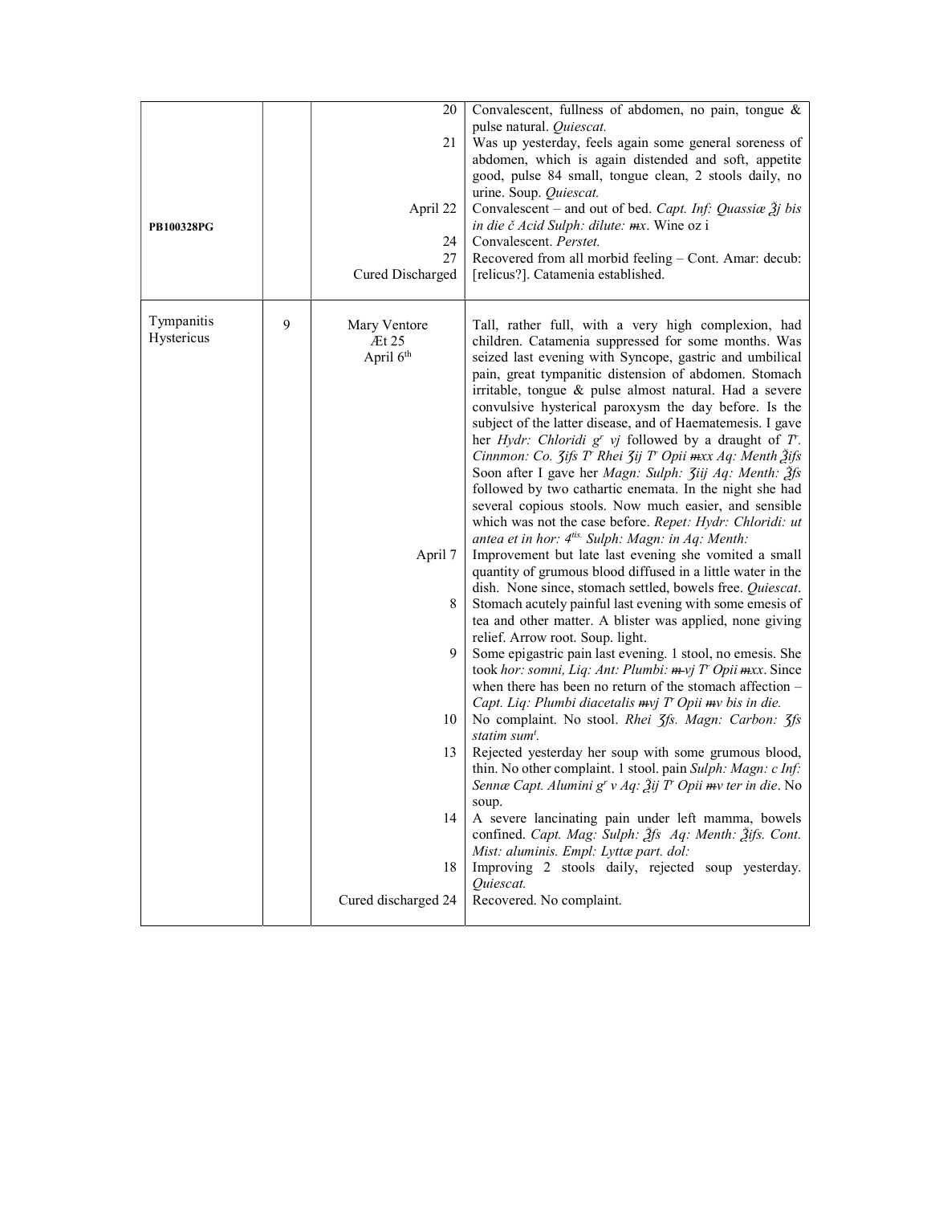| | | | |
|---|---|---|---|
| | | 20 | Convalescent, fullness of abdomen, no pain, tongue & pulse natural. *Quiescat.* |
| | | 21 | Was up yesterday, feels again some general soreness of abdomen, which is again distended and soft, appetite good, pulse 84 small, tongue clean, 2 stools daily, no urine. Soup. *Quiescat.* |
| **PB100328PG** | | April 22 | Convalescent – and out of bed. *Capt. Inf: Quassiæ ℥j bis in die č Acid Sulph: dilute: ~~m~~x*. Wine oz i |
| | | 24 | Convalescent. *Perstet.* |
| | | 27 | Recovered from all morbid feeling – Cont. Amar: decub: [relicus?]. Catamenia established. |
| | | Cured Discharged | |
| Tympanitis Hystericus | 9 | Mary Ventore<br>Æt 25<br>April 6th | Tall, rather full, with a very high complexion, had children. Catamenia suppressed for some months. Was seized last evening with Syncope, gastric and umbilical pain, great tympanitic distension of abdomen. Stomach irritable, tongue & pulse almost natural. Had a severe convulsive hysterical paroxysm the day before. Is the subject of the latter disease, and of Haematemesis. I gave her *Hydr: Chloridi gr vj* followed by a draught of *Tr. Cinnmon: Co. ʒifs Tr Rhei ʒij Tr Opii ~~m~~xx Aq: Menth ℥ifs* Soon after I gave her *Magn: Sulph: ʒiij Aq: Menth: ℥fs* followed by two cathartic enemata. In the night she had several copious stools. Now much easier, and sensible which was not the case before. *Repet: Hydr: Chloridi: ut antea et in hor: 4tis. Sulph: Magn: in Aq: Menth:* |
| | | April 7 | Improvement but late last evening she vomited a small quantity of grumous blood diffused in a little water in the dish. None since, stomach settled, bowels free. *Quiescat*. |
| | | 8 | Stomach acutely painful last evening with some emesis of tea and other matter. A blister was applied, none giving relief. Arrow root. Soup. light. |
| | | 9 | Some epigastric pain last evening. 1 stool, no emesis. She took *hor: somni, Liq: Ant: Plumbi: ~~m~~ vj Tr Opii ~~m~~xx*. Since when there has been no return of the stomach affection – *Capt. Liq: Plumbi diacetalis ~~m~~vj Tr Opii ~~m~~v bis in die.* |
| | | 10 | No complaint. No stool. *Rhei ʒfs. Magn: Carbon: ʒfs statim sumt.* |
| | | 13 | Rejected yesterday her soup with some grumous blood, thin. No other complaint. 1 stool. pain *Sulph: Magn: c Inf: Sennæ Capt. Alumini gr v Aq: ℥ij Tr Opii ~~m~~v ter in die*. No soup. |
| | | 14 | A severe lancinating pain under left mamma, bowels confined. *Capt. Mag: Sulph: ℥fs Aq: Menth: ℥ifs. Cont. Mist: aluminis. Empl: Lyttæ part. dol:* |
| | | 18 | Improving 2 stools daily, rejected soup yesterday. *Quiescat.* |
| | | Cured discharged 24 | Recovered. No complaint. |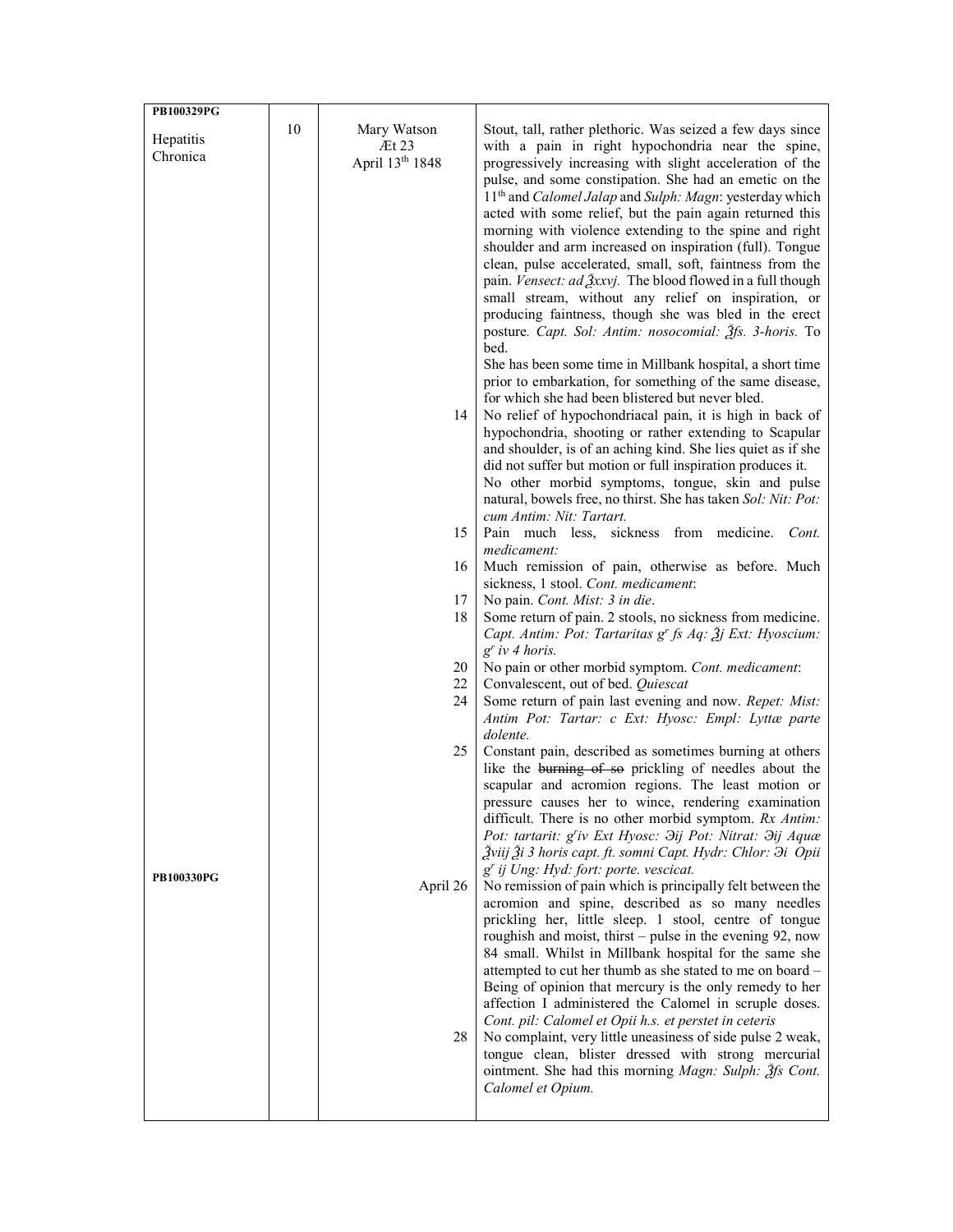| | | | |
|---|---|---|---|
| **PB100329PG**<br><br>Hepatitis Chronica | 10 | Mary Watson<br>Æt 23<br>April 13th 1848 | Stout, tall, rather plethoric. Was seized a few days since with a pain in right hypochondria near the spine, progressively increasing with slight acceleration of the pulse, and some constipation. She had an emetic on the 11th and *Calomel Jalap* and *Sulph: Magn*: yesterday which acted with some relief, but the pain again returned this morning with violence extending to the spine and right shoulder and arm increased on inspiration (full). Tongue clean, pulse accelerated, small, soft, faintness from the pain. *Vensect: ad ℥xxvj.* The blood flowed in a full though small stream, without any relief on inspiration, or producing faintness, though she was bled in the erect posture. *Capt. Sol: Antim: nosocomial: ℥fs. 3-horis.* To bed.<br>She has been some time in Millbank hospital, a short time prior to embarkation, for something of the same disease, for which she had been blistered but never bled. |
| | | 14 | No relief of hypochondriacal pain, it is high in back of hypochondria, shooting or rather extending to Scapular and shoulder, is of an aching kind. She lies quiet as if she did not suffer but motion or full inspiration produces it.<br>No other morbid symptoms, tongue, skin and pulse natural, bowels free, no thirst. She has taken *Sol: Nit: Pot: cum Antim: Nit: Tartart.* |
| | | 15 | Pain much less, sickness from medicine. *Cont. medicament:* |
| | | 16 | Much remission of pain, otherwise as before. Much sickness, 1 stool. *Cont. medicament*: |
| | | 17 | No pain. *Cont. Mist: 3 in die*. |
| | | 18 | Some return of pain. 2 stools, no sickness from medicine. *Capt. Antim: Pot: Tartaritas gr fs Aq: ℥j Ext: Hyoscium: gr iv 4 horis.* |
| | | 20 | No pain or other morbid symptom. *Cont. medicament*: |
| | | 22 | Convalescent, out of bed. *Quiescat* |
| | | 24 | Some return of pain last evening and now. *Repet: Mist: Antim Pot: Tartar: c Ext: Hyosc: Empl: Lyttæ parte dolente.* |
| | | 25 | Constant pain, described as sometimes burning at others like the ~~burning of so~~ prickling of needles about the scapular and acromion regions. The least motion or pressure causes her to wince, rendering examination difficult. There is no other morbid symptom. *Rx Antim: Pot: tartarit: gr iv Ext Hyosc: ℈ij Pot: Nitrat: ℈ij Aquæ ℥viij ℥i 3 horis capt. ft. somni Capt. Hydr: Chlor: ℈i Opii gr ij Ung: Hyd: fort: porte. vescicat.* |
| **PB100330PG** | | April 26 | No remission of pain which is principally felt between the acromion and spine, described as so many needles prickling her, little sleep. 1 stool, centre of tongue roughish and moist, thirst – pulse in the evening 92, now 84 small. Whilst in Millbank hospital for the same she attempted to cut her thumb as she stated to me on board – Being of opinion that mercury is the only remedy to her affection I administered the Calomel in scruple doses. *Cont. pil: Calomel et Opii h.s. et perstet in ceteris* |
| | | 28 | No complaint, very little uneasiness of side pulse 2 weak, tongue clean, blister dressed with strong mercurial ointment. She had this morning *Magn: Sulph: ℥fs Cont. Calomel et Opium.* |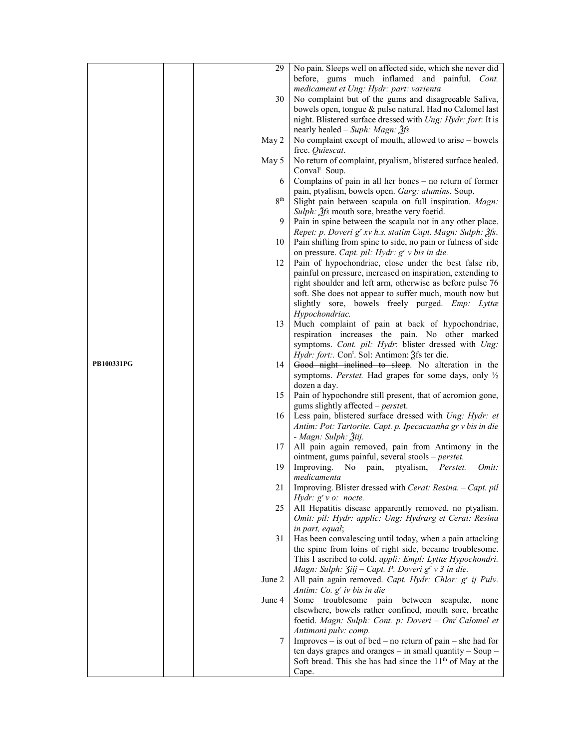| | | | |
|---|---|---|---|
| | | 29 | No pain. Sleeps well on affected side, which she never did before, gums much inflamed and painful. *Cont. medicament et Ung: Hydr: part: varienta* |
| | | 30 | No complaint but of the gums and disagreeable Saliva, bowels open, tongue & pulse natural. Had no Calomel last night. Blistered surface dressed with *Ung: Hydr: fort*: It is nearly healed – *Suph: Magn: ℥fs* |
| | | May 2 | No complaint except of mouth, allowed to arise – bowels free. *Quiescat*. |
| | | May 5 | No return of complaint, ptyalism, blistered surface healed. Conval[t.] Soup. |
| | | 6 | Complains of pain in all her bones – no return of former pain, ptyalism, bowels open. *Garg: alumins*. Soup. |
| | | 8[th] | Slight pain between scapula on full inspiration. *Magn: Sulph: ℥fs* mouth sore, breathe very foetid. |
| | | 9 | Pain in spine between the scapula not in any other place. *Repet: p. Doveri g[r] xv h.s. statim Capt. Magn: Sulph: ℥fs*. |
| | | 10 | Pain shifting from spine to side, no pain or fulness of side on pressure. *Capt. pil: Hydr: g[r] v bis in die.* |
| | | 12 | Pain of hypochondriac, close under the best false rib, painful on pressure, increased on inspiration, extending to right shoulder and left arm, otherwise as before pulse 76 soft. She does not appear to suffer much, mouth now but slightly sore, bowels freely purged. *Emp: Lyttæ Hypochondriac.* |
| | | 13 | Much complaint of pain at back of hypochondriac, respiration increases the pain. No other marked symptoms. *Cont. pil: Hydr*: blister dressed with *Ung: Hydr: fort:*. Con[t]. Sol: Antimon: ℥fs ter die. |
| PB100331PG | | 14 | ~~Good night inclined to sleep~~. No alteration in the symptoms. *Perstet.* Had grapes for some days, only ½ dozen a day. |
| | | 15 | Pain of hypochondre still present, that of acromion gone, gums slightly affected – *perstet*. |
| | | 16 | Less pain, blistered surface dressed with *Ung: Hydr: et Antim: Pot: Tartorite. Capt. p. Ipecacuanha gr v bis in die - Magn: Sulph: ℥iij.* |
| | | 17 | All pain again removed, pain from Antimony in the ointment, gums painful, several stools – *perstet.* |
| | | 19 | Improving. No pain, ptyalism, *Perstet. Omit: medicamenta* |
| | | 21 | Improving. Blister dressed with *Cerat: Resina. – Capt. pil Hydr: g[r] v o: nocte.* |
| | | 25 | All Hepatitis disease apparently removed, no ptyalism. *Omit: pil: Hydr: applic: Ung: Hydrarg et Cerat: Resina in part, equal*; |
| | | 31 | Has been convalescing until today, when a pain attacking the spine from loins of right side, became troublesome. This I ascribed to cold. *appli: Empl: Lyttæ Hypochondri. Magn: Sulph: ℥iij – Capt. P. Doveri g[r] v 3 in die.* |
| | | June 2 | All pain again removed. *Capt. Hydr: Chlor: g[r] ij Pulv. Antim: Co. g[r] iv bis in die* |
| | | June 4 | Some troublesome pain between scapulæ, none elsewhere, bowels rather confined, mouth sore, breathe foetid. *Magn: Sulph: Cont. p: Doveri – Om[t] Calomel et Antimoni pulv: comp.* |
| | | 7 | Improves – is out of bed – no return of pain – she had for ten days grapes and oranges – in small quantity – Soup – Soft bread. This she has had since the 11[th] of May at the Cape. |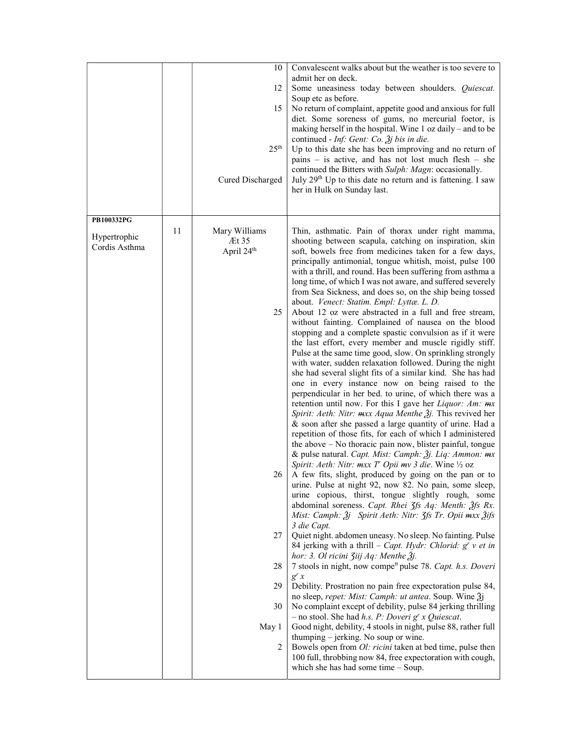| | | | |
|---|---|---|---|
| | | 10 | Convalescent walks about but the weather is too severe to admit her on deck. |
| | | 12 | Some uneasiness today between shoulders. *Quiescat.* Soup etc as before. |
| | | 15 | No return of complaint, appetite good and anxious for full diet. Some soreness of gums, no mercurial foetor, is making herself in the hospital. Wine 1 oz daily – and to be continued - *Inf: Gent: Co. ℥j bis in die.* |
| | | 25th | Up to this date she has been improving and no return of pains – is active, and has not lost much flesh – she continued the Bitters with *Sulph: Magn*: occasionally. |
| | | Cured Discharged | July 29th Up to this date no return and is fattening. I saw her in Hulk on Sunday last. |
| **PB100332PG** Hypertrophic Cordis Asthma | 11 | Mary Williams Æt 35 April 24th | Thin, asthmatic. Pain of thorax under right mamma, shooting between scapula, catching on inspiration, skin soft, bowels free from medicines taken for a few days, principally antimonial, tongue whitish, moist, pulse 100 with a thrill, and round. Has been suffering from asthma a long time, of which I was not aware, and suffered severely from Sea Sickness, and does so, on the ship being tossed about. *Venect: Statim. Empl: Lyttæ. L. D.* |
| | | 25 | About 12 oz were abstracted in a full and free stream, without fainting. Complained of nausea on the blood stopping and a complete spastic convulsion as if it were the last effort, every member and muscle rigidly stiff. Pulse at the same time good, slow. On sprinkling strongly with water, sudden relaxation followed. During the night she had several slight fits of a similar kind. She has had one in every instance now on being raised to the perpendicular in her bed. to urine, of which there was a retention until now. For this I gave her *Liquor: Am: ♏x Spirit: Aeth: Nitr: ♏xx Aqua Menthe ℥j.* This revived her & soon after she passed a large quantity of urine. Had a repetition of those fits, for each of which I administered the above – No thoracic pain now, blister painful, tongue & pulse natural. *Capt. Mist: Camph: ℥j. Liq: Ammon: ♏x Spirit: Aeth: Nitr: ♏xx Tr Opii ♏v 3 die*. Wine ½ oz |
| | | 26 | A few fits, slight, produced by going on the pan or to urine. Pulse at night 92, now 82. No pain, some sleep, urine copious, thirst, tongue slightly rough, some abdominal soreness. *Capt. Rhei ʒſs Aq: Menth: ℥ſs Rx. Mist: Camph: ℥j Spirit Aeth: Nitr: ʒſs Tr. Opii ♏xx ℥iſs 3 die Capt.* |
| | | 27 | Quiet night. abdomen uneasy. No sleep. No fainting. Pulse 84 jerking with a thrill – *Capt. Hydr: Chlorid: gr v et in hor: 3. Ol ricini ʒiij Aq: Menthe ℥j.* |
| | | 28 | 7 stools in night, now compett pulse 78. *Capt. h.s. Doveri gr x* |
| | | 29 | Debility. Prostration no pain free expectoration pulse 84, no sleep, *repet: Mist: Camph: ut antea*. Soup. Wine ℥j |
| | | 30 | No complaint except of debility, pulse 84 jerking thrilling – no stool. She had *h.s. P: Doveri gr x Quiescat*. |
| | | May 1 | Good night, debility, 4 stools in night, pulse 88, rather full thumping – jerking. No soup or wine. |
| | | 2 | Bowels open from *Ol: ricini* taken at bed time, pulse then 100 full, throbbing now 84, free expectoration with cough, which she has had some time – Soup. |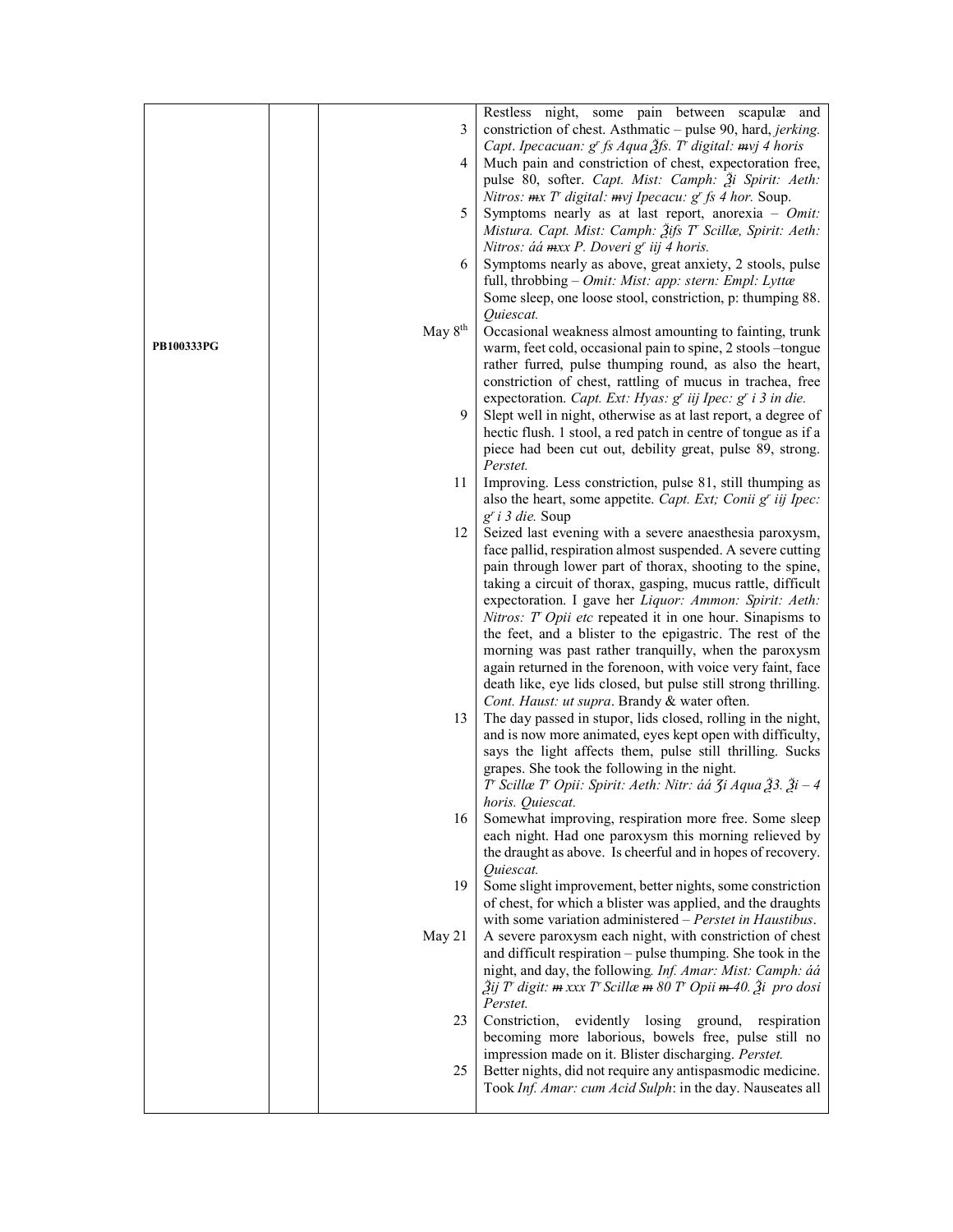| | | | |
|---|---|---|---|
| | | 3 | Restless night, some pain between scapulæ and constriction of chest. Asthmatic – pulse 90, hard, *jerking. Capt. Ipecacuan: gr fs Aqua ℥fs. Tr digital: ♏vj 4 horis* |
| | | 4 | Much pain and constriction of chest, expectoration free, pulse 80, softer. *Capt. Mist: Camph: ℥i Spirit: Aeth: Nitros: ♏x Tr digital: ♏vj Ipecacu: gr fs 4 hor.* Soup. |
| | | 5 | Symptoms nearly as at last report, anorexia – *Omit: Mistura. Capt. Mist: Camph: ℥ifs Tr Scillæ, Spirit: Aeth: Nitros: áá ♏xx P. Doveri gr iij 4 horis.* |
| | | 6 | Symptoms nearly as above, great anxiety, 2 stools, pulse full, throbbing – *Omit: Mist: app: stern: Empl: Lyttæ* Some sleep, one loose stool, constriction, p: thumping 88. *Quiescat.* |
| PB100333PG | | May 8th | Occasional weakness almost amounting to fainting, trunk warm, feet cold, occasional pain to spine, 2 stools –tongue rather furred, pulse thumping round, as also the heart, constriction of chest, rattling of mucus in trachea, free expectoration. *Capt. Ext: Hyas: gr iij Ipec: gr i 3 in die.* |
| | | 9 | Slept well in night, otherwise as at last report, a degree of hectic flush. 1 stool, a red patch in centre of tongue as if a piece had been cut out, debility great, pulse 89, strong. *Perstet.* |
| | | 11 | Improving. Less constriction, pulse 81, still thumping as also the heart, some appetite. *Capt. Ext; Conii gr iij Ipec: gr i 3 die.* Soup |
| | | 12 | Seized last evening with a severe anaesthesia paroxysm, face pallid, respiration almost suspended. A severe cutting pain through lower part of thorax, shooting to the spine, taking a circuit of thorax, gasping, mucus rattle, difficult expectoration. I gave her *Liquor: Ammon: Spirit: Aeth: Nitros: Tr Opii etc* repeated it in one hour. Sinapisms to the feet, and a blister to the epigastric. The rest of the morning was past rather tranquilly, when the paroxysm again returned in the forenoon, with voice very faint, face death like, eye lids closed, but pulse still strong thrilling. *Cont. Haust: ut supra*. Brandy & water often. |
| | | 13 | The day passed in stupor, lids closed, rolling in the night, and is now more animated, eyes kept open with difficulty, says the light affects them, pulse still thrilling. Sucks grapes. She took the following in the night. *Tr Scillæ Tr Opii: Spirit: Aeth: Nitr: áá ʒi Aqua ℥3. ℥i – 4 horis. Quiescat.* |
| | | 16 | Somewhat improving, respiration more free. Some sleep each night. Had one paroxysm this morning relieved by the draught as above. Is cheerful and in hopes of recovery. *Quiescat.* |
| | | 19 | Some slight improvement, better nights, some constriction of chest, for which a blister was applied, and the draughts with some variation administered – *Perstet in Haustibus*. |
| | | May 21 | A severe paroxysm each night, with constriction of chest and difficult respiration – pulse thumping. She took in the night, and day, the following. *Inf. Amar: Mist: Camph: áá ℥ij Tr digit: ♏xxx Tr Scillæ ♏80 Tr Opii ♏40. ℥i pro dosi Perstet.* |
| | | 23 | Constriction, evidently losing ground, respiration becoming more laborious, bowels free, pulse still no impression made on it. Blister discharging. *Perstet.* |
| | | 25 | Better nights, did not require any antispasmodic medicine. Took *Inf. Amar: cum Acid Sulph*: in the day. Nauseates all |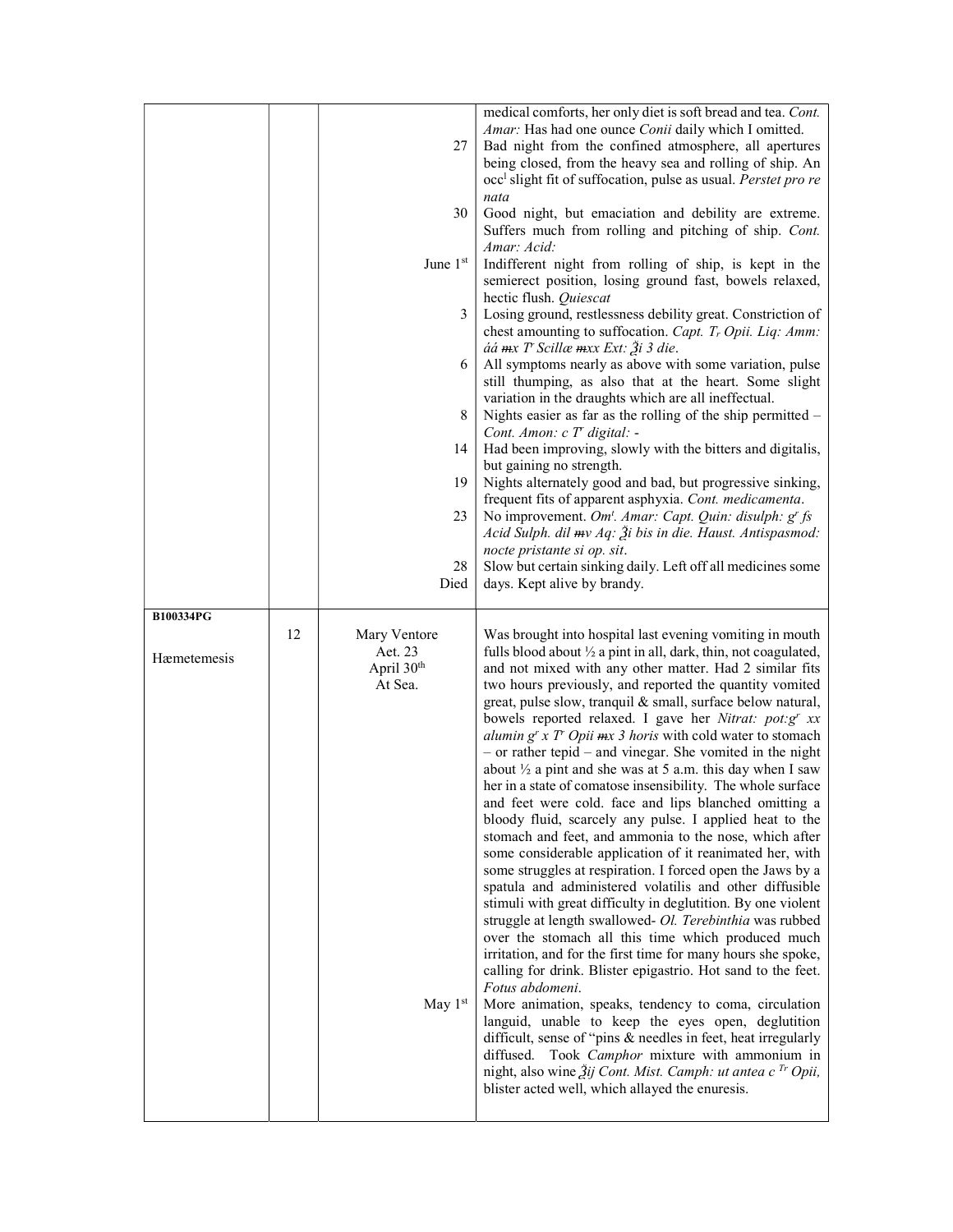| | | | |
|---|---|---|---|
| | | 27 | medical comforts, her only diet is soft bread and tea. *Cont. Amar:* Has had one ounce *Conii* daily which I omitted. Bad night from the confined atmosphere, all apertures being closed, from the heavy sea and rolling of ship. An occ[l] slight fit of suffocation, pulse as usual. *Perstet pro re nata* |
| | | 30 | Good night, but emaciation and debility are extreme. Suffers much from rolling and pitching of ship. *Cont. Amar: Acid:* |
| | | June 1st | Indifferent night from rolling of ship, is kept in the semierect position, losing ground fast, bowels relaxed, hectic flush. *Quiescat* |
| | | 3 | Losing ground, restlessness debility great. Constriction of chest amounting to suffocation. *Capt. Tr Opii. Liq: Amm: áá ɱx Tr Scillæ ɱxx Ext: ℥i 3 die*. |
| | | 6 | All symptoms nearly as above with some variation, pulse still thumping, as also that at the heart. Some slight variation in the draughts which are all ineffectual. |
| | | 8 | Nights easier as far as the rolling of the ship permitted – *Cont. Amon: c Tr digital: -* |
| | | 14 | Had been improving, slowly with the bitters and digitalis, but gaining no strength. |
| | | 19 | Nights alternately good and bad, but progressive sinking, frequent fits of apparent asphyxia. *Cont. medicamenta*. |
| | | 23 | No improvement. *Omt. Amar: Capt. Quin: disulph: gr fs Acid Sulph. dil ɱv Aq: ℥i bis in die. Haust. Antispasmod: nocte pristante si op. sit*. |
| | | 28<br>Died | Slow but certain sinking daily. Left off all medicines some days. Kept alive by brandy. |
| **B100334PG**<br><br>Hæmetemesis | 12 | Mary Ventore<br>Aet. 23<br>April 30th<br>At Sea. | Was brought into hospital last evening vomiting in mouth fulls blood about ½ a pint in all, dark, thin, not coagulated, and not mixed with any other matter. Had 2 similar fits two hours previously, and reported the quantity vomited great, pulse slow, tranquil & small, surface below natural, bowels reported relaxed. I gave her *Nitrat: pot:gr xx alumin gr x Tr Opii ɱx 3 horis* with cold water to stomach – or rather tepid – and vinegar. She vomited in the night about ½ a pint and she was at 5 a.m. this day when I saw her in a state of comatose insensibility. The whole surface and feet were cold. face and lips blanched omitting a bloody fluid, scarcely any pulse. I applied heat to the stomach and feet, and ammonia to the nose, which after some considerable application of it reanimated her, with some struggles at respiration. I forced open the Jaws by a spatula and administered volatilis and other diffusible stimuli with great difficulty in deglutition. By one violent struggle at length swallowed- *Ol. Terebinthia* was rubbed over the stomach all this time which produced much irritation, and for the first time for many hours she spoke, calling for drink. Blister epigastrio. Hot sand to the feet. *Fotus abdomeni*. |
| | | May 1st | More animation, speaks, tendency to coma, circulation languid, unable to keep the eyes open, deglutition difficult, sense of "pins & needles in feet, heat irregularly diffused. Took *Camphor* mixture with ammonium in night, also wine ℥ij *Cont. Mist. Camph: ut antea c Tr Opii,* blister acted well, which allayed the enuresis. |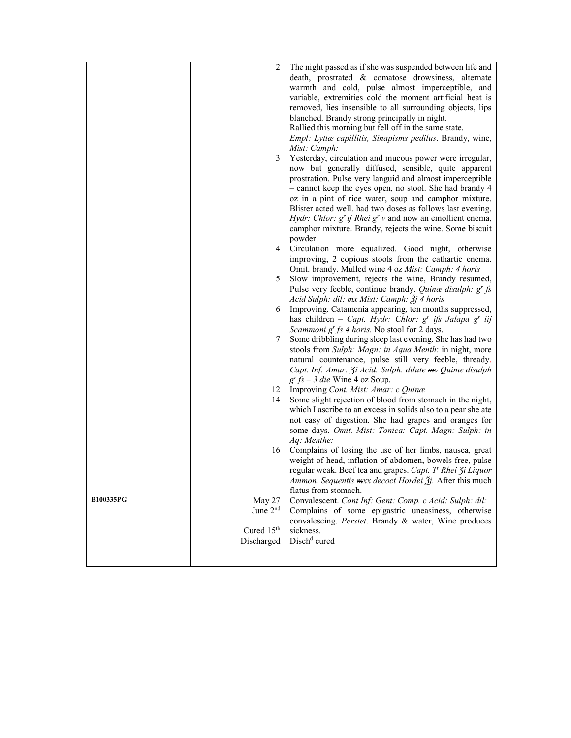| | | | |
|---|---|---|---|
| | | 2 | The night passed as if she was suspended between life and death, prostrated & comatose drowsiness, alternate warmth and cold, pulse almost imperceptible, and variable, extremities cold the moment artificial heat is removed, lies insensible to all surrounding objects, lips blanched. Brandy strong principally in night. Rallied this morning but fell off in the same state. *Empl: Lyttæ capillitis, Sinapisms pedilus*. Brandy, wine, *Mist: Camph:* |
| | | 3 | Yesterday, circulation and mucous power were irregular, now but generally diffused, sensible, quite apparent prostration. Pulse very languid and almost imperceptible – cannot keep the eyes open, no stool. She had brandy 4 oz in a pint of rice water, soup and camphor mixture. Blister acted well. had two doses as follows last evening. *Hydr: Chlor: gr ij Rhei gr v* and now an emollient enema, camphor mixture. Brandy, rejects the wine. Some biscuit powder. |
| | | 4 | Circulation more equalized. Good night, otherwise improving, 2 copious stools from the cathartic enema. Omit. brandy. Mulled wine 4 oz *Mist: Camph: 4 horis* |
| | | 5 | Slow improvement, rejects the wine, Brandy resumed, Pulse very feeble, continue brandy. *Quinæ disulph: gr fs Acid Sulph: dil: ♏x Mist: Camph: ℥j 4 horis* |
| | | 6 | Improving. Catamenia appearing, ten months suppressed, has children – *Capt. Hydr: Chlor: gr ifs Jalapa gr iij Scammoni gr fs 4 horis.* No stool for 2 days. |
| | | 7 | Some dribbling during sleep last evening. She has had two stools from *Sulph: Magn: in Aqua Menth*: in night, more natural countenance, pulse still very feeble, thready. *Capt. Inf: Amar: ʒi Acid: Sulph: dilute ♏v Quinæ disulph gr fs – 3 die* Wine 4 oz Soup. |
| | | 12 | Improving *Cont. Mist: Amar: c Quinæ* |
| | | 14 | Some slight rejection of blood from stomach in the night, which I ascribe to an excess in solids also to a pear she ate not easy of digestion. She had grapes and oranges for some days. *Omit. Mist: Tonica: Capt. Magn: Sulph: in Aq: Menthe:* |
| | | 16 | Complains of losing the use of her limbs, nausea, great weight of head, inflation of abdomen, bowels free, pulse regular weak. Beef tea and grapes. *Capt. Tr Rhei ʒi Liquor Ammon. Sequentis ♏xx decoct Hordei ℥j.* After this much flatus from stomach. |
| **B100335PG** | | May 27 | Convalescent. *Cont Inf: Gent: Comp. c Acid: Sulph: dil:* |
| | | June 2nd | Complains of some epigastric uneasiness, otherwise convalescing. *Perstet*. Brandy & water, Wine produces sickness. |
| | | Cured 15th | |
| | | Discharged | Dischd cured |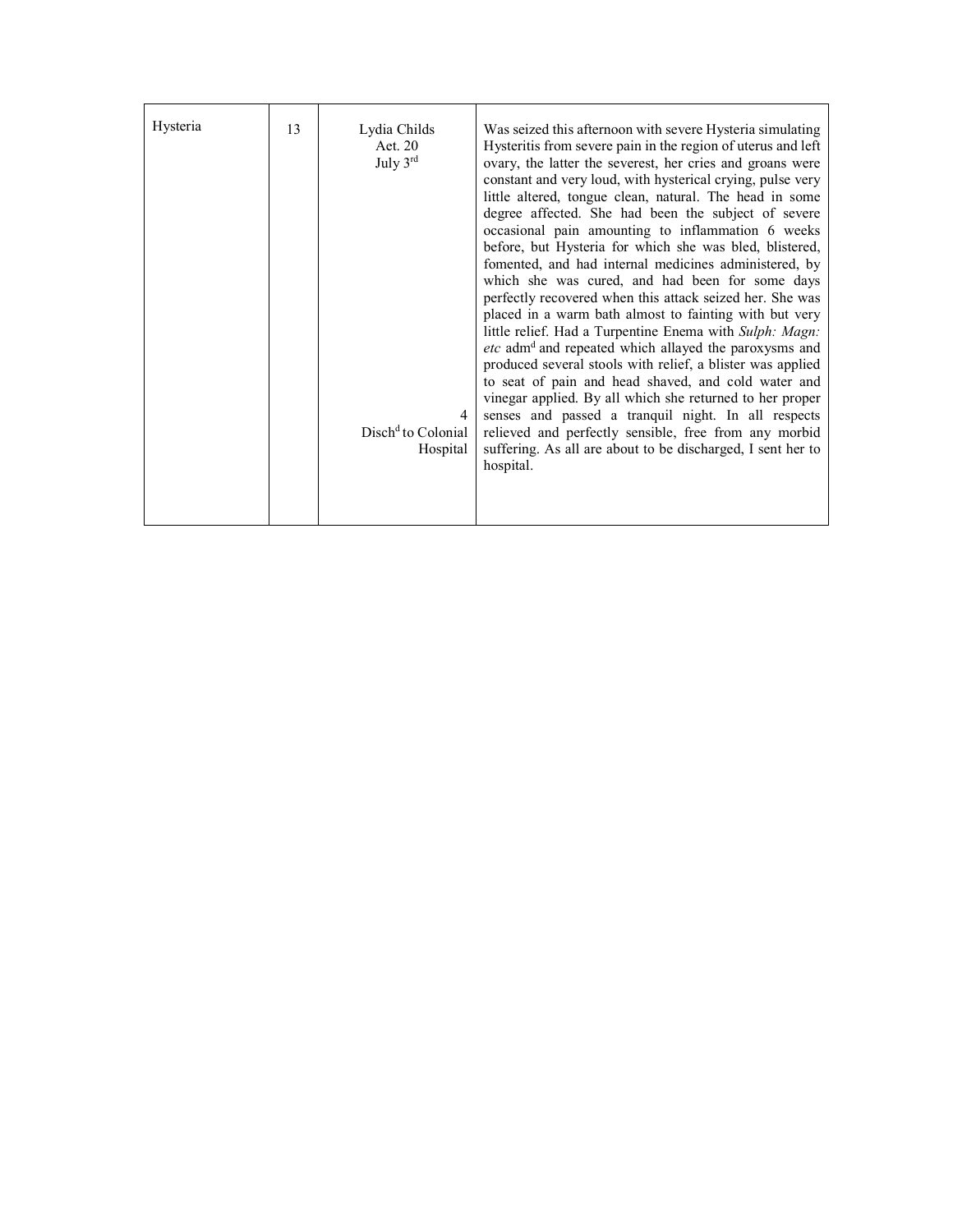| | | | |
|---|---|---|---|
| Hysteria | 13 | Lydia Childs<br>Aet. 20<br>July 3[rd]<br><br>4<br>Disch[d] to Colonial Hospital | Was seized this afternoon with severe Hysteria simulating Hysteritis from severe pain in the region of uterus and left ovary, the latter the severest, her cries and groans were constant and very loud, with hysterical crying, pulse very little altered, tongue clean, natural. The head in some degree affected. She had been the subject of severe occasional pain amounting to inflammation 6 weeks before, but Hysteria for which she was bled, blistered, fomented, and had internal medicines administered, by which she was cured, and had been for some days perfectly recovered when this attack seized her. She was placed in a warm bath almost to fainting with but very little relief. Had a Turpentine Enema with *Sulph: Magn: etc* adm[d] and repeated which allayed the paroxysms and produced several stools with relief, a blister was applied to seat of pain and head shaved, and cold water and vinegar applied. By all which she returned to her proper senses and passed a tranquil night. In all respects relieved and perfectly sensible, free from any morbid suffering. As all are about to be discharged, I sent her to hospital. |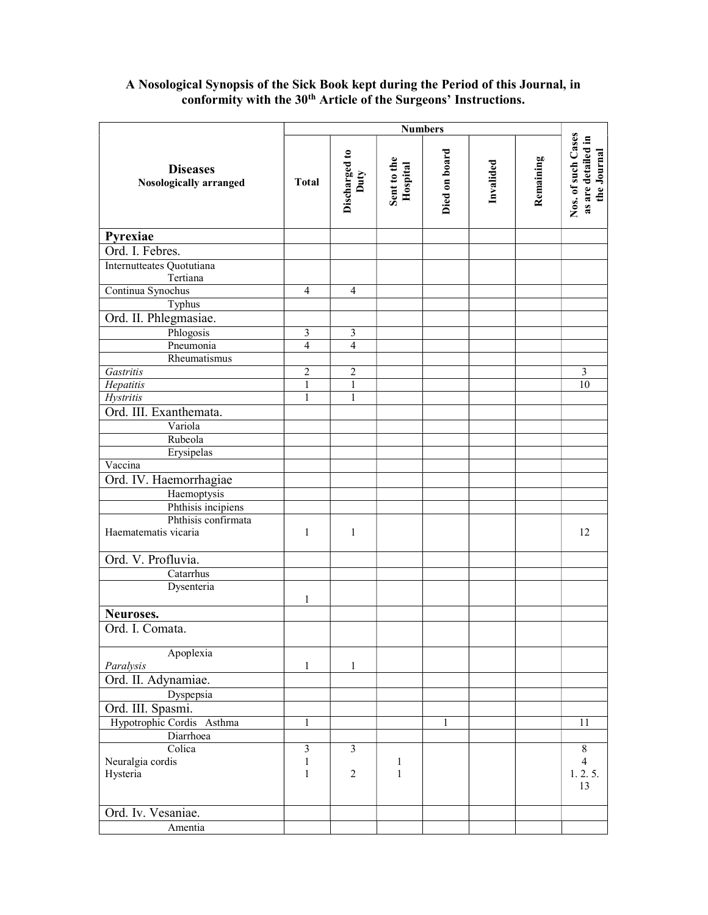**A Nosological Synopsis of the Sick Book kept during the Period of this Journal, in conformity with the 30th Article of the Surgeons' Instructions.**

| Diseases Nosologically arranged | Numbers | | | | | | Nos. of such Cases as are detailed in the Journal |
|---|---|---|---|---|---|---|---|
| | Total | Discharged to Duty | Sent to the Hospital | Died on board | Invalided | Remaining | |
| **Pyrexiae** | | | | | | | |
| Ord. I. Febres. | | | | | | | |
| Internutteates Quotutiana<br>Tertiana | | | | | | | |
| Continua Synochus | 4 | 4 | | | | | |
| Typhus | | | | | | | |
| Ord. II. Phlegmasiae. | | | | | | | |
| Phlogosis | 3 | 3 | | | | | |
| Pneumonia | 4 | 4 | | | | | |
| Rheumatismus | | | | | | | |
| *Gastritis* | 2 | 2 | | | | | 3 |
| *Hepatitis* | 1 | 1 | | | | | 10 |
| *Hystritis* | 1 | 1 | | | | | |
| Ord. III. Exanthemata. | | | | | | | |
| Variola | | | | | | | |
| Rubeola | | | | | | | |
| Erysipelas | | | | | | | |
| Vaccina | | | | | | | |
| Ord. IV. Haemorrhagiae | | | | | | | |
| Haemoptysis | | | | | | | |
| Phthisis incipiens | | | | | | | |
| Phthisis confirmata<br>Haematematis vicaria | 1 | 1 | | | | | 12 |
| Ord. V. Profluvia. | | | | | | | |
| Catarrhus | | | | | | | |
| Dysenteria | 1 | | | | | | |
| **Neuroses.** | | | | | | | |
| Ord. I. Comata. | | | | | | | |
| Apoplexia<br>*Paralysis* | 1 | 1 | | | | | |
| Ord. II. Adynamiae. | | | | | | | |
| Dyspepsia | | | | | | | |
| Ord. III. Spasmi. | | | | | | | |
| Hypotrophic Cordis Asthma | 1 | | | 1 | | | 11 |
| Diarrhoea | | | | | | | |
| Colica<br>Neuralgia cordis<br>Hysteria | 3<br>1<br>1 | 3<br><br>2 | <br>1<br>1 | | | | 8<br>4<br>1. 2. 5. 13 |
| Ord. Iv. Vesaniae. | | | | | | | |
| Amentia | | | | | | | |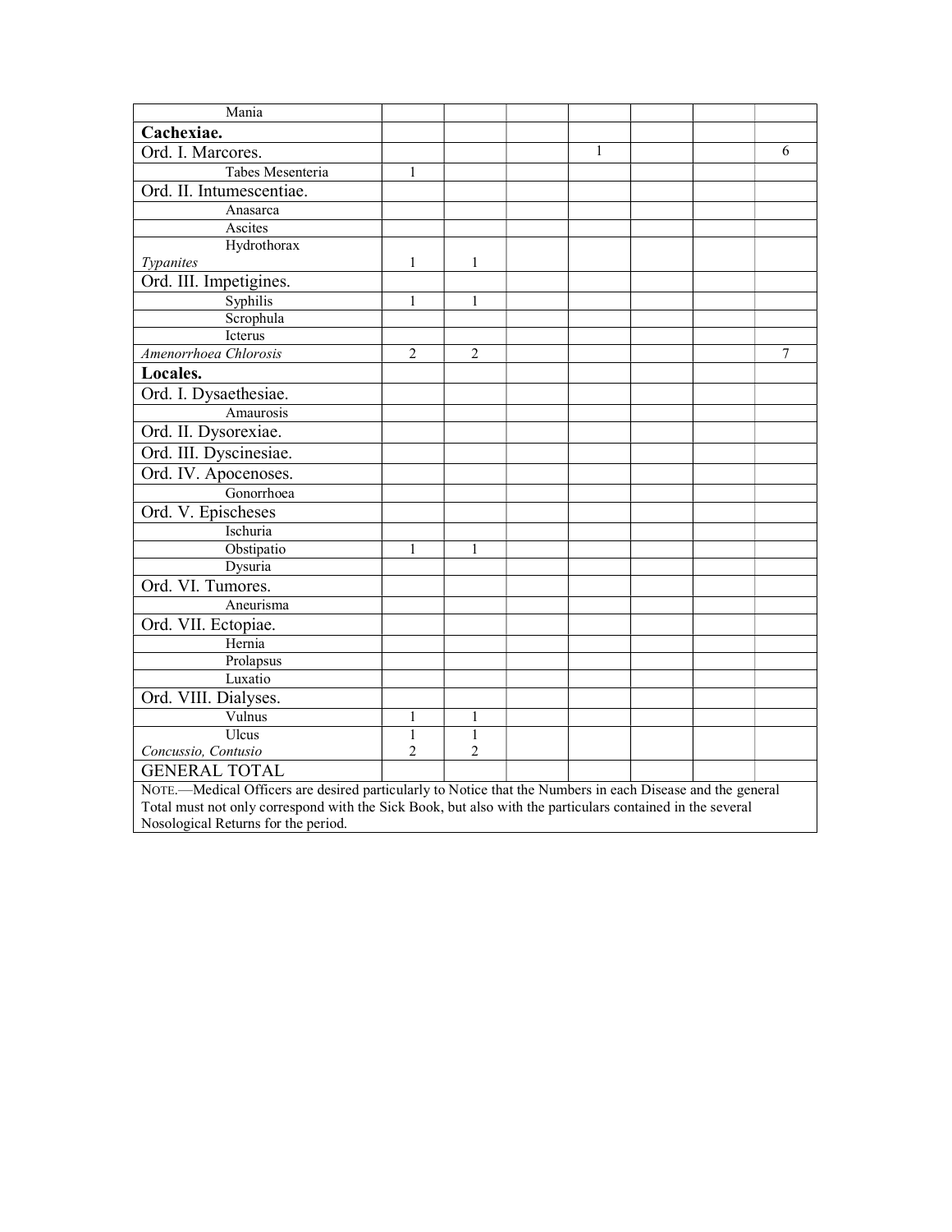| Mania | | | | | | | |
|---|---|---|---|---|---|---|---|
| **Cachexiae.** | | | | | | | |
| Ord. I. Marcores. | | | | 1 | | | 6 |
| Tabes Mesenteria | 1 | | | | | | |
| Ord. II. Intumescentiae. | | | | | | | |
| Anasarca | | | | | | | |
| Ascites | | | | | | | |
| Hydrothorax *Typanites* | 1 | 1 | | | | | |
| Ord. III. Impetigines. | | | | | | | |
| Syphilis | 1 | 1 | | | | | |
| Scrophula | | | | | | | |
| Icterus | | | | | | | |
| *Amenorrhoea Chlorosis* | 2 | 2 | | | | | 7 |
| **Locales.** | | | | | | | |
| Ord. I. Dysaethesiae. | | | | | | | |
| Amaurosis | | | | | | | |
| Ord. II. Dysorexiae. | | | | | | | |
| Ord. III. Dyscinesiae. | | | | | | | |
| Ord. IV. Apocenoses. | | | | | | | |
| Gonorrhoea | | | | | | | |
| Ord. V. Epischeses | | | | | | | |
| Ischuria | | | | | | | |
| Obstipatio | 1 | 1 | | | | | |
| Dysuria | | | | | | | |
| Ord. VI. Tumores. | | | | | | | |
| Aneurisma | | | | | | | |
| Ord. VII. Ectopiae. | | | | | | | |
| Hernia | | | | | | | |
| Prolapsus | | | | | | | |
| Luxatio | | | | | | | |
| Ord. VIII. Dialyses. | | | | | | | |
| Vulnus | 1 | 1 | | | | | |
| Ulcus *Concussio, Contusio* | 1 2 | 1 2 | | | | | |
| GENERAL TOTAL | | | | | | | |

NOTE.—Medical Officers are desired particularly to Notice that the Numbers in each Disease and the general Total must not only correspond with the Sick Book, but also with the particulars contained in the several Nosological Returns for the period.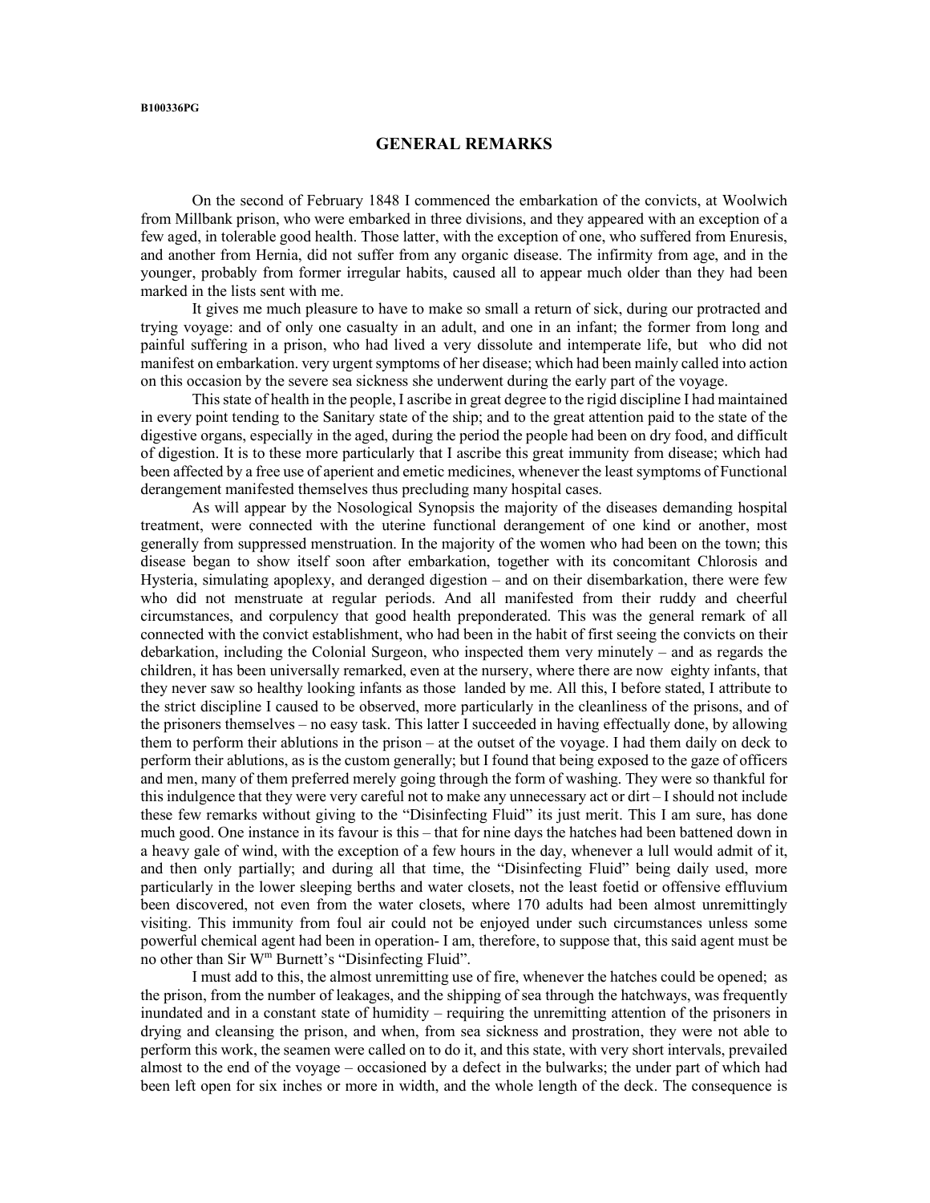B100336PG

## GENERAL REMARKS

On the second of February 1848 I commenced the embarkation of the convicts, at Woolwich from Millbank prison, who were embarked in three divisions, and they appeared with an exception of a few aged, in tolerable good health. Those latter, with the exception of one, who suffered from Enuresis, and another from Hernia, did not suffer from any organic disease. The infirmity from age, and in the younger, probably from former irregular habits, caused all to appear much older than they had been marked in the lists sent with me.

It gives me much pleasure to have to make so small a return of sick, during our protracted and trying voyage: and of only one casualty in an adult, and one in an infant; the former from long and painful suffering in a prison, who had lived a very dissolute and intemperate life, but who did not manifest on embarkation. very urgent symptoms of her disease; which had been mainly called into action on this occasion by the severe sea sickness she underwent during the early part of the voyage.

This state of health in the people, I ascribe in great degree to the rigid discipline I had maintained in every point tending to the Sanitary state of the ship; and to the great attention paid to the state of the digestive organs, especially in the aged, during the period the people had been on dry food, and difficult of digestion. It is to these more particularly that I ascribe this great immunity from disease; which had been affected by a free use of aperient and emetic medicines, whenever the least symptoms of Functional derangement manifested themselves thus precluding many hospital cases.

As will appear by the Nosological Synopsis the majority of the diseases demanding hospital treatment, were connected with the uterine functional derangement of one kind or another, most generally from suppressed menstruation. In the majority of the women who had been on the town; this disease began to show itself soon after embarkation, together with its concomitant Chlorosis and Hysteria, simulating apoplexy, and deranged digestion – and on their disembarkation, there were few who did not menstruate at regular periods. And all manifested from their ruddy and cheerful circumstances, and corpulency that good health preponderated. This was the general remark of all connected with the convict establishment, who had been in the habit of first seeing the convicts on their debarkation, including the Colonial Surgeon, who inspected them very minutely – and as regards the children, it has been universally remarked, even at the nursery, where there are now eighty infants, that they never saw so healthy looking infants as those landed by me. All this, I before stated, I attribute to the strict discipline I caused to be observed, more particularly in the cleanliness of the prisons, and of the prisoners themselves – no easy task. This latter I succeeded in having effectually done, by allowing them to perform their ablutions in the prison – at the outset of the voyage. I had them daily on deck to perform their ablutions, as is the custom generally; but I found that being exposed to the gaze of officers and men, many of them preferred merely going through the form of washing. They were so thankful for this indulgence that they were very careful not to make any unnecessary act or dirt – I should not include these few remarks without giving to the "Disinfecting Fluid" its just merit. This I am sure, has done much good. One instance in its favour is this – that for nine days the hatches had been battened down in a heavy gale of wind, with the exception of a few hours in the day, whenever a lull would admit of it, and then only partially; and during all that time, the "Disinfecting Fluid" being daily used, more particularly in the lower sleeping berths and water closets, not the least foetid or offensive effluvium been discovered, not even from the water closets, where 170 adults had been almost unremittingly visiting. This immunity from foul air could not be enjoyed under such circumstances unless some powerful chemical agent had been in operation- I am, therefore, to suppose that, this said agent must be no other than Sir W^m^ Burnett's "Disinfecting Fluid".

I must add to this, the almost unremitting use of fire, whenever the hatches could be opened; as the prison, from the number of leakages, and the shipping of sea through the hatchways, was frequently inundated and in a constant state of humidity – requiring the unremitting attention of the prisoners in drying and cleansing the prison, and when, from sea sickness and prostration, they were not able to perform this work, the seamen were called on to do it, and this state, with very short intervals, prevailed almost to the end of the voyage – occasioned by a defect in the bulwarks; the under part of which had been left open for six inches or more in width, and the whole length of the deck. The consequence is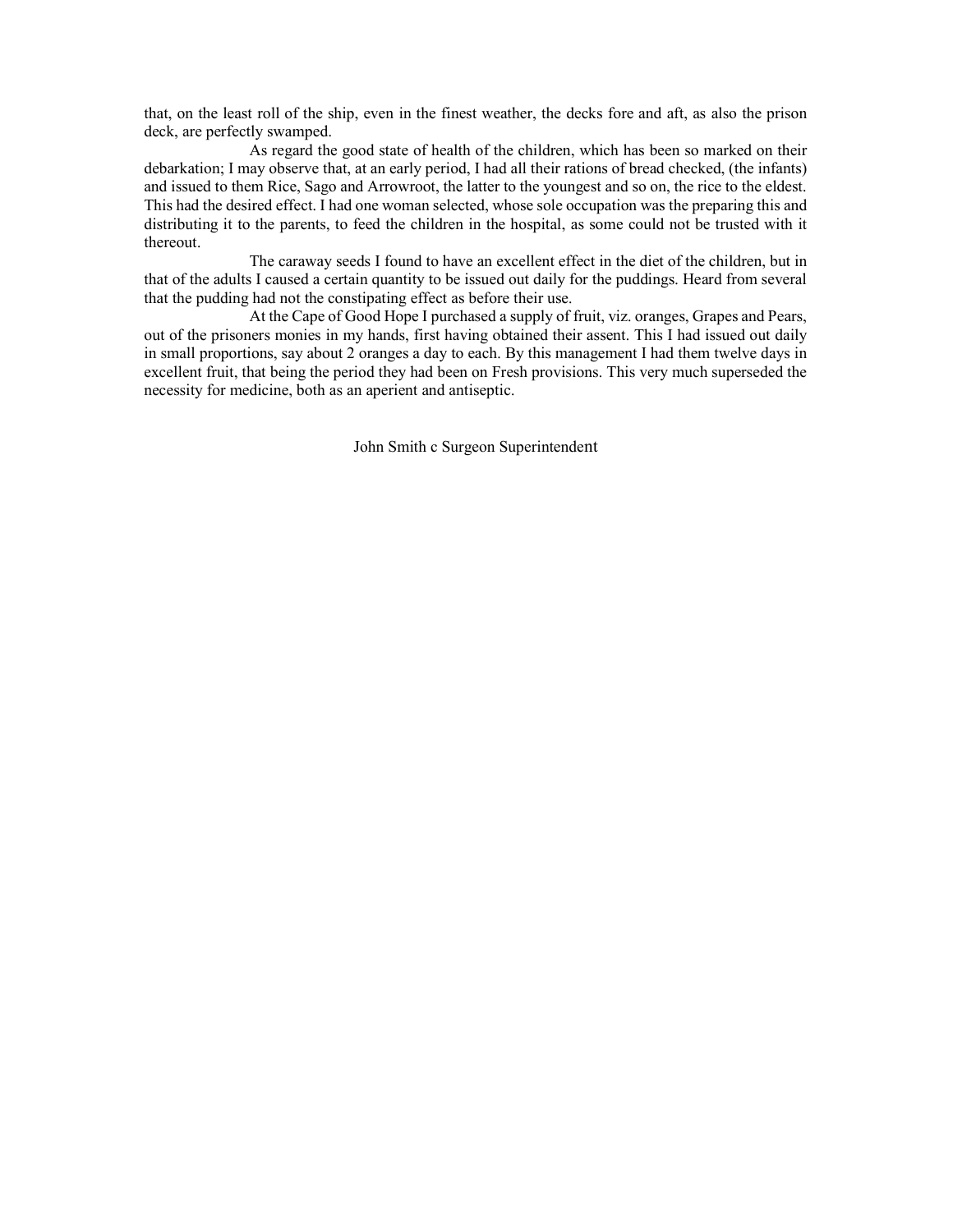that, on the least roll of the ship, even in the finest weather, the decks fore and aft, as also the prison deck, are perfectly swamped.

As regard the good state of health of the children, which has been so marked on their debarkation; I may observe that, at an early period, I had all their rations of bread checked, (the infants) and issued to them Rice, Sago and Arrowroot, the latter to the youngest and so on, the rice to the eldest. This had the desired effect. I had one woman selected, whose sole occupation was the preparing this and distributing it to the parents, to feed the children in the hospital, as some could not be trusted with it thereout.

The caraway seeds I found to have an excellent effect in the diet of the children, but in that of the adults I caused a certain quantity to be issued out daily for the puddings. Heard from several that the pudding had not the constipating effect as before their use.

At the Cape of Good Hope I purchased a supply of fruit, viz. oranges, Grapes and Pears, out of the prisoners monies in my hands, first having obtained their assent. This I had issued out daily in small proportions, say about 2 oranges a day to each. By this management I had them twelve days in excellent fruit, that being the period they had been on Fresh provisions. This very much superseded the necessity for medicine, both as an aperient and antiseptic.

John Smith c Surgeon Superintendent